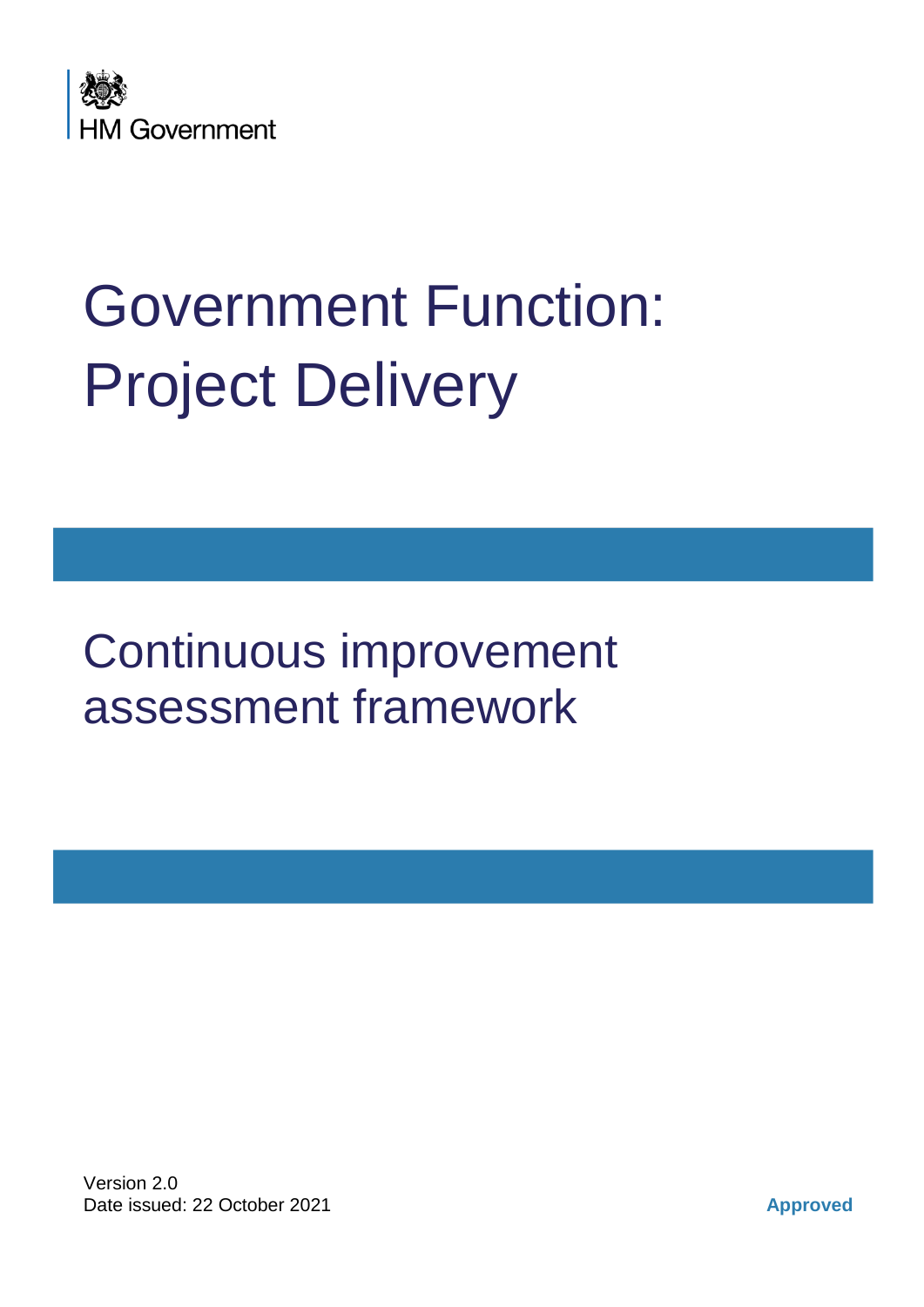HM Government

# Government Function: Project Delivery

## Continuous improvement assessment framework

Version 2.0
Date issued: 22 October 2021

**Approved**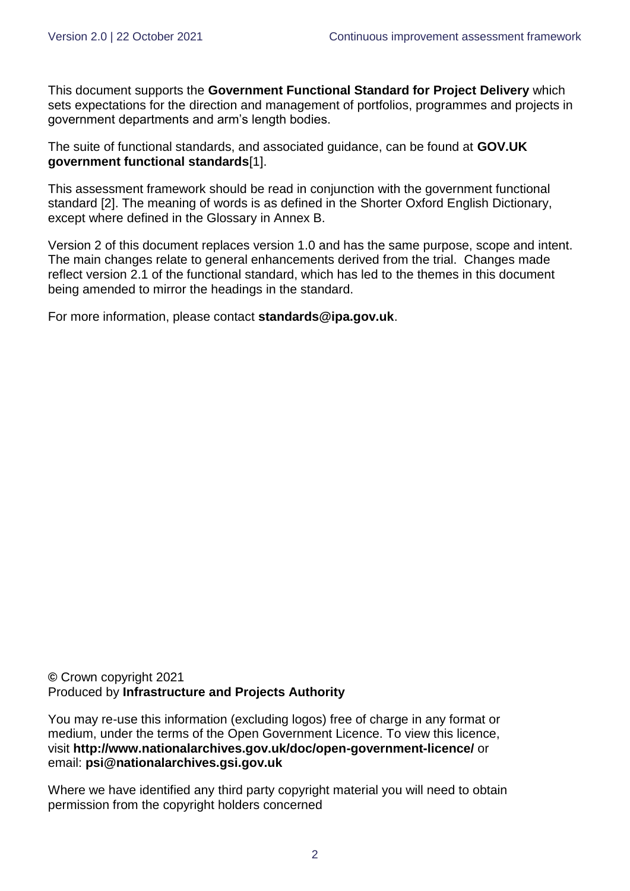This document supports the **Government Functional Standard for Project Delivery** which sets expectations for the direction and management of portfolios, programmes and projects in government departments and arm's length bodies.

The suite of functional standards, and associated guidance, can be found at **GOV.UK government functional standards**[1].

This assessment framework should be read in conjunction with the government functional standard [2]. The meaning of words is as defined in the Shorter Oxford English Dictionary, except where defined in the Glossary in Annex B.

Version 2 of this document replaces version 1.0 and has the same purpose, scope and intent. The main changes relate to general enhancements derived from the trial. Changes made reflect version 2.1 of the functional standard, which has led to the themes in this document being amended to mirror the headings in the standard.

For more information, please contact **standards@ipa.gov.uk**.

© Crown copyright 2021
Produced by **Infrastructure and Projects Authority**

You may re-use this information (excluding logos) free of charge in any format or medium, under the terms of the Open Government Licence. To view this licence, visit **http://www.nationalarchives.gov.uk/doc/open-government-licence/** or email: **psi@nationalarchives.gsi.gov.uk**

Where we have identified any third party copyright material you will need to obtain permission from the copyright holders concerned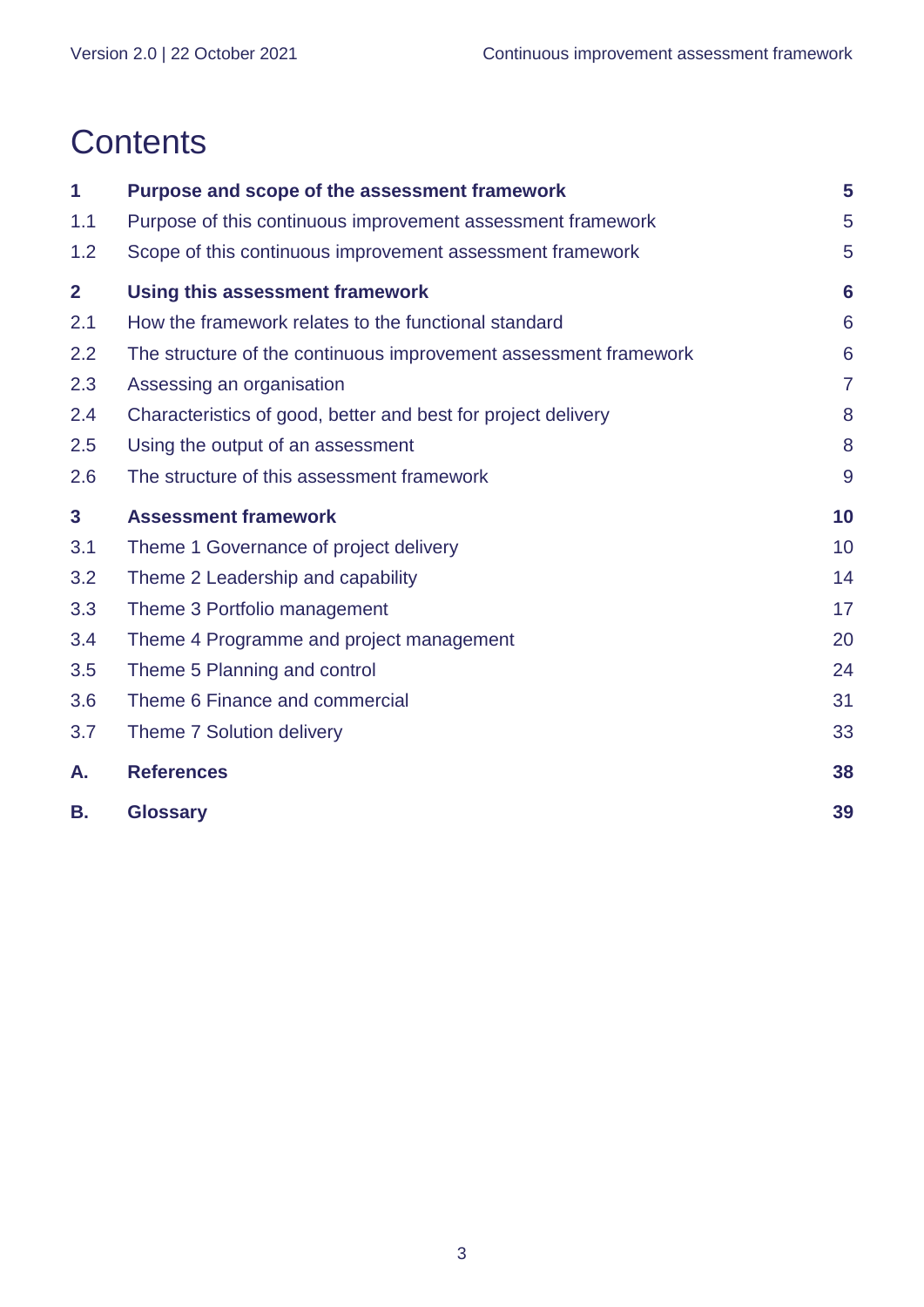# Contents

| | | |
|---|---|---|
| **1** | **Purpose and scope of the assessment framework** | **5** |
| 1.1 | Purpose of this continuous improvement assessment framework | 5 |
| 1.2 | Scope of this continuous improvement assessment framework | 5 |
| **2** | **Using this assessment framework** | **6** |
| 2.1 | How the framework relates to the functional standard | 6 |
| 2.2 | The structure of the continuous improvement assessment framework | 6 |
| 2.3 | Assessing an organisation | 7 |
| 2.4 | Characteristics of good, better and best for project delivery | 8 |
| 2.5 | Using the output of an assessment | 8 |
| 2.6 | The structure of this assessment framework | 9 |
| **3** | **Assessment framework** | **10** |
| 3.1 | Theme 1 Governance of project delivery | 10 |
| 3.2 | Theme 2 Leadership and capability | 14 |
| 3.3 | Theme 3 Portfolio management | 17 |
| 3.4 | Theme 4 Programme and project management | 20 |
| 3.5 | Theme 5 Planning and control | 24 |
| 3.6 | Theme 6 Finance and commercial | 31 |
| 3.7 | Theme 7 Solution delivery | 33 |
| **A.** | **References** | **38** |
| **B.** | **Glossary** | **39** |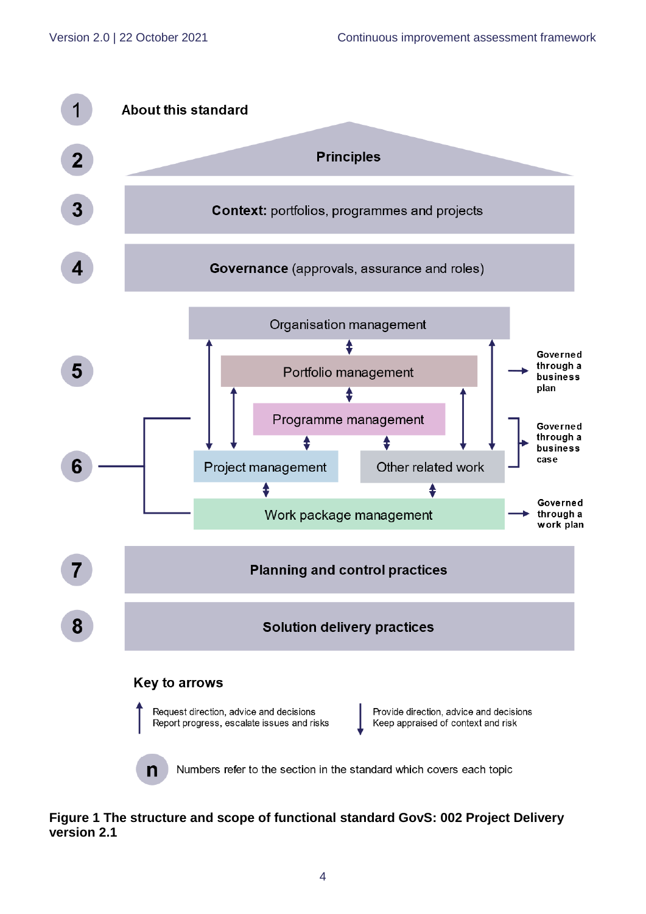| Section | Topic |
|---|---|
| 1 | About this standard |
| 2 | Principles |
| 3 | **Context:** portfolios, programmes and projects |
| 4 | **Governance** (approvals, assurance and roles) |
| 5 | Organisation management |
| 5 | Portfolio management — Governed through a business plan |
| 6 | Programme management — Governed through a business case |
| 6 | Project management — Governed through a business case |
| 6 | Other related work — Governed through a business case |
| 6 | Work package management — Governed through a work plan |
| 7 | **Planning and control practices** |
| 8 | **Solution delivery practices** |

**Key to arrows**

- ↑ Request direction, advice and decisions. Report progress, escalate issues and risks
- ↓ Provide direction, advice and decisions. Keep appraised of context and risk

**n** Numbers refer to the section in the standard which covers each topic

**Figure 1 The structure and scope of functional standard GovS: 002 Project Delivery version 2.1**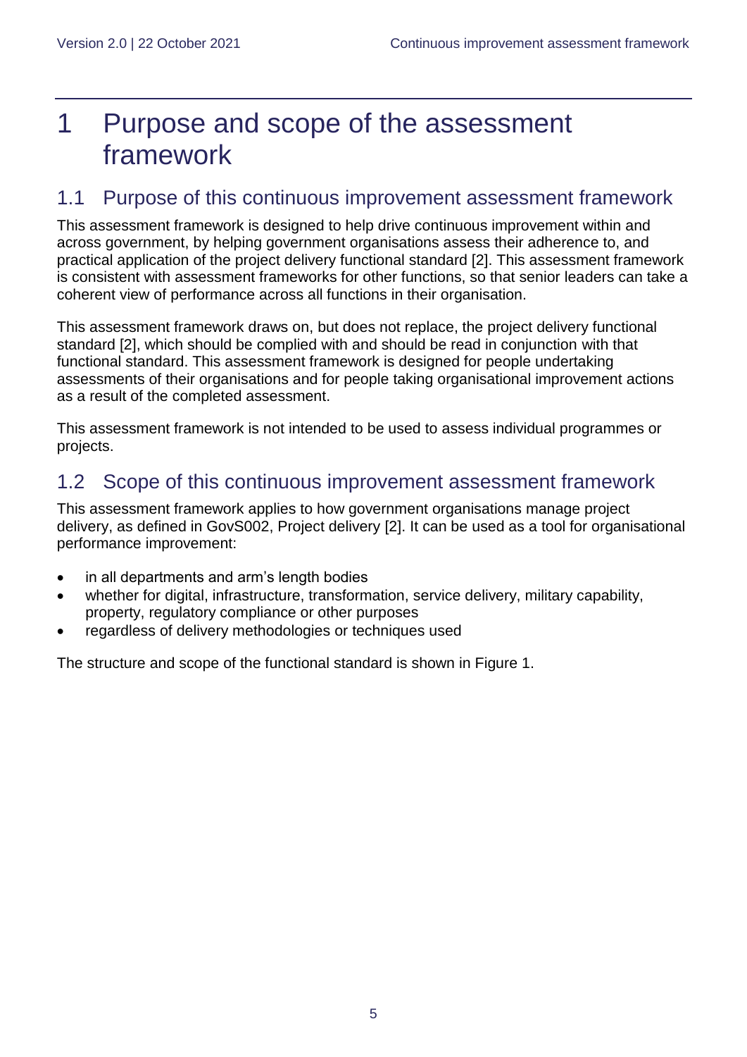# 1 Purpose and scope of the assessment framework

## 1.1 Purpose of this continuous improvement assessment framework

This assessment framework is designed to help drive continuous improvement within and across government, by helping government organisations assess their adherence to, and practical application of the project delivery functional standard [2]. This assessment framework is consistent with assessment frameworks for other functions, so that senior leaders can take a coherent view of performance across all functions in their organisation.

This assessment framework draws on, but does not replace, the project delivery functional standard [2], which should be complied with and should be read in conjunction with that functional standard. This assessment framework is designed for people undertaking assessments of their organisations and for people taking organisational improvement actions as a result of the completed assessment.

This assessment framework is not intended to be used to assess individual programmes or projects.

## 1.2 Scope of this continuous improvement assessment framework

This assessment framework applies to how government organisations manage project delivery, as defined in GovS002, Project delivery [2]. It can be used as a tool for organisational performance improvement:

- in all departments and arm's length bodies
- whether for digital, infrastructure, transformation, service delivery, military capability, property, regulatory compliance or other purposes
- regardless of delivery methodologies or techniques used

The structure and scope of the functional standard is shown in Figure 1.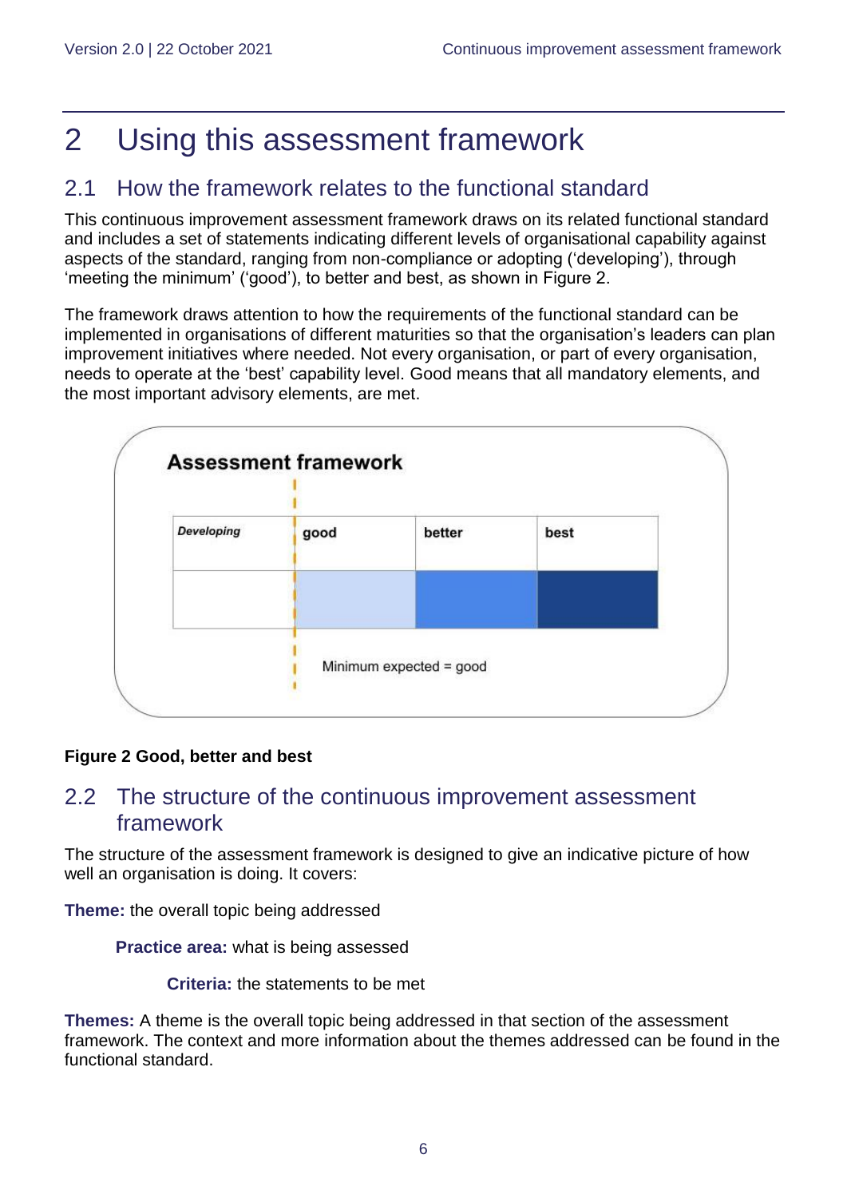# 2 Using this assessment framework

## 2.1 How the framework relates to the functional standard

This continuous improvement assessment framework draws on its related functional standard and includes a set of statements indicating different levels of organisational capability against aspects of the standard, ranging from non-compliance or adopting ('developing'), through 'meeting the minimum' ('good'), to better and best, as shown in Figure 2.

The framework draws attention to how the requirements of the functional standard can be implemented in organisations of different maturities so that the organisation's leaders can plan improvement initiatives where needed. Not every organisation, or part of every organisation, needs to operate at the 'best' capability level. Good means that all mandatory elements, and the most important advisory elements, are met.

**Assessment framework**

| *Developing* | good | better | best |
|---|---|---|---|
| | | | |

Minimum expected = good

**Figure 2 Good, better and best**

## 2.2 The structure of the continuous improvement assessment framework

The structure of the assessment framework is designed to give an indicative picture of how well an organisation is doing. It covers:

**Theme:** the overall topic being addressed

- **Practice area:** what is being assessed
  - **Criteria:** the statements to be met

**Themes:** A theme is the overall topic being addressed in that section of the assessment framework. The context and more information about the themes addressed can be found in the functional standard.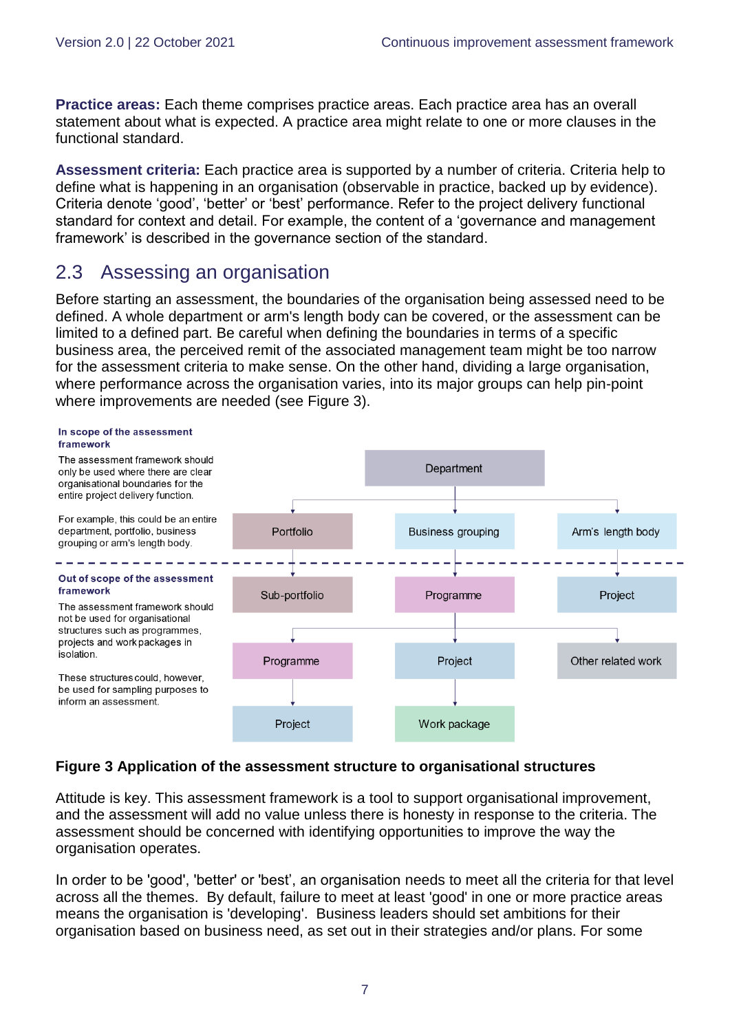**Practice areas:** Each theme comprises practice areas. Each practice area has an overall statement about what is expected. A practice area might relate to one or more clauses in the functional standard.

**Assessment criteria:** Each practice area is supported by a number of criteria. Criteria help to define what is happening in an organisation (observable in practice, backed up by evidence). Criteria denote 'good', 'better' or 'best' performance. Refer to the project delivery functional standard for context and detail. For example, the content of a 'governance and management framework' is described in the governance section of the standard.

## 2.3 Assessing an organisation

Before starting an assessment, the boundaries of the organisation being assessed need to be defined. A whole department or arm's length body can be covered, or the assessment can be limited to a defined part. Be careful when defining the boundaries in terms of a specific business area, the perceived remit of the associated management team might be too narrow for the assessment criteria to make sense. On the other hand, dividing a large organisation, where performance across the organisation varies, into its major groups can help pin-point where improvements are needed (see Figure 3).

**In scope of the assessment framework**

The assessment framework should only be used where there are clear organisational boundaries for the entire project delivery function.

For example, this could be an entire department, portfolio, business grouping or arm's length body.

- Department
  - Portfolio
  - Business grouping
  - Arm's length body

**Out of scope of the assessment framework**

The assessment framework should not be used for organisational structures such as programmes, projects and work packages in isolation.

These structures could, however, be used for sampling purposes to inform an assessment.

- Portfolio → Sub-portfolio → Programme → Project
- Business grouping → Programme → Project → Work package
- Arm's length body → Project
- Programme → Other related work

**Figure 3 Application of the assessment structure to organisational structures**

Attitude is key. This assessment framework is a tool to support organisational improvement, and the assessment will add no value unless there is honesty in response to the criteria. The assessment should be concerned with identifying opportunities to improve the way the organisation operates.

In order to be 'good', 'better' or 'best', an organisation needs to meet all the criteria for that level across all the themes. By default, failure to meet at least 'good' in one or more practice areas means the organisation is 'developing'. Business leaders should set ambitions for their organisation based on business need, as set out in their strategies and/or plans. For some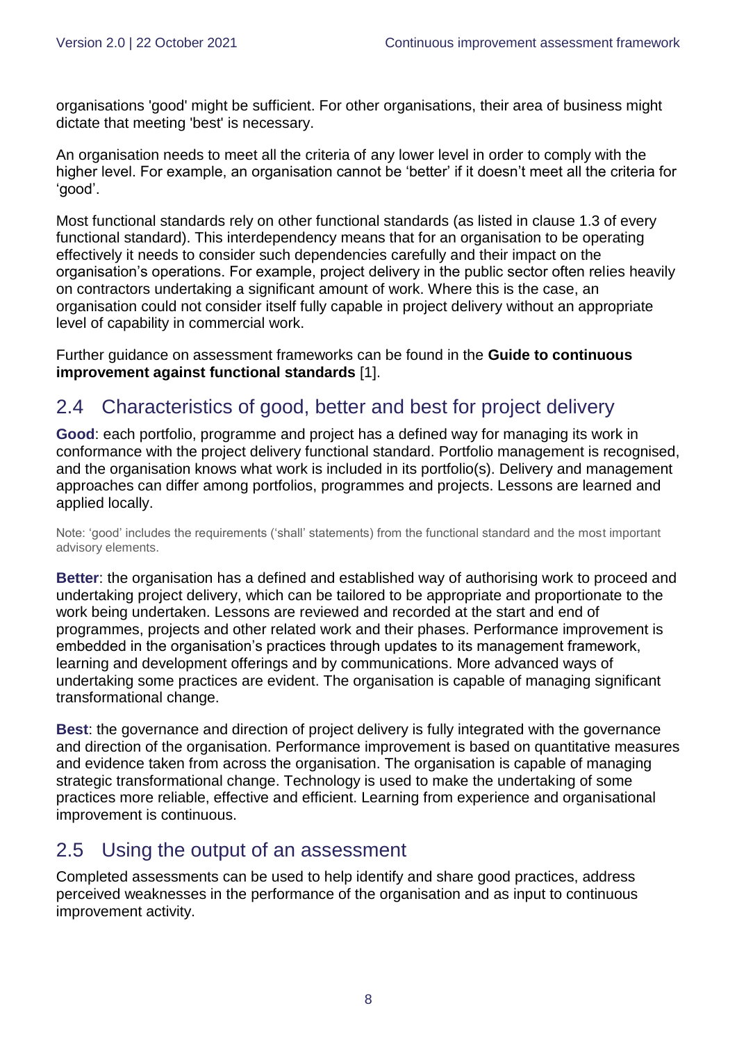organisations 'good' might be sufficient. For other organisations, their area of business might dictate that meeting 'best' is necessary.

An organisation needs to meet all the criteria of any lower level in order to comply with the higher level. For example, an organisation cannot be 'better' if it doesn't meet all the criteria for 'good'.

Most functional standards rely on other functional standards (as listed in clause 1.3 of every functional standard). This interdependency means that for an organisation to be operating effectively it needs to consider such dependencies carefully and their impact on the organisation's operations. For example, project delivery in the public sector often relies heavily on contractors undertaking a significant amount of work. Where this is the case, an organisation could not consider itself fully capable in project delivery without an appropriate level of capability in commercial work.

Further guidance on assessment frameworks can be found in the **Guide to continuous improvement against functional standards** [1].

## 2.4 Characteristics of good, better and best for project delivery

**Good**: each portfolio, programme and project has a defined way for managing its work in conformance with the project delivery functional standard. Portfolio management is recognised, and the organisation knows what work is included in its portfolio(s). Delivery and management approaches can differ among portfolios, programmes and projects. Lessons are learned and applied locally.

Note: 'good' includes the requirements ('shall' statements) from the functional standard and the most important advisory elements.

**Better**: the organisation has a defined and established way of authorising work to proceed and undertaking project delivery, which can be tailored to be appropriate and proportionate to the work being undertaken. Lessons are reviewed and recorded at the start and end of programmes, projects and other related work and their phases. Performance improvement is embedded in the organisation's practices through updates to its management framework, learning and development offerings and by communications. More advanced ways of undertaking some practices are evident. The organisation is capable of managing significant transformational change.

**Best**: the governance and direction of project delivery is fully integrated with the governance and direction of the organisation. Performance improvement is based on quantitative measures and evidence taken from across the organisation. The organisation is capable of managing strategic transformational change. Technology is used to make the undertaking of some practices more reliable, effective and efficient. Learning from experience and organisational improvement is continuous.

## 2.5 Using the output of an assessment

Completed assessments can be used to help identify and share good practices, address perceived weaknesses in the performance of the organisation and as input to continuous improvement activity.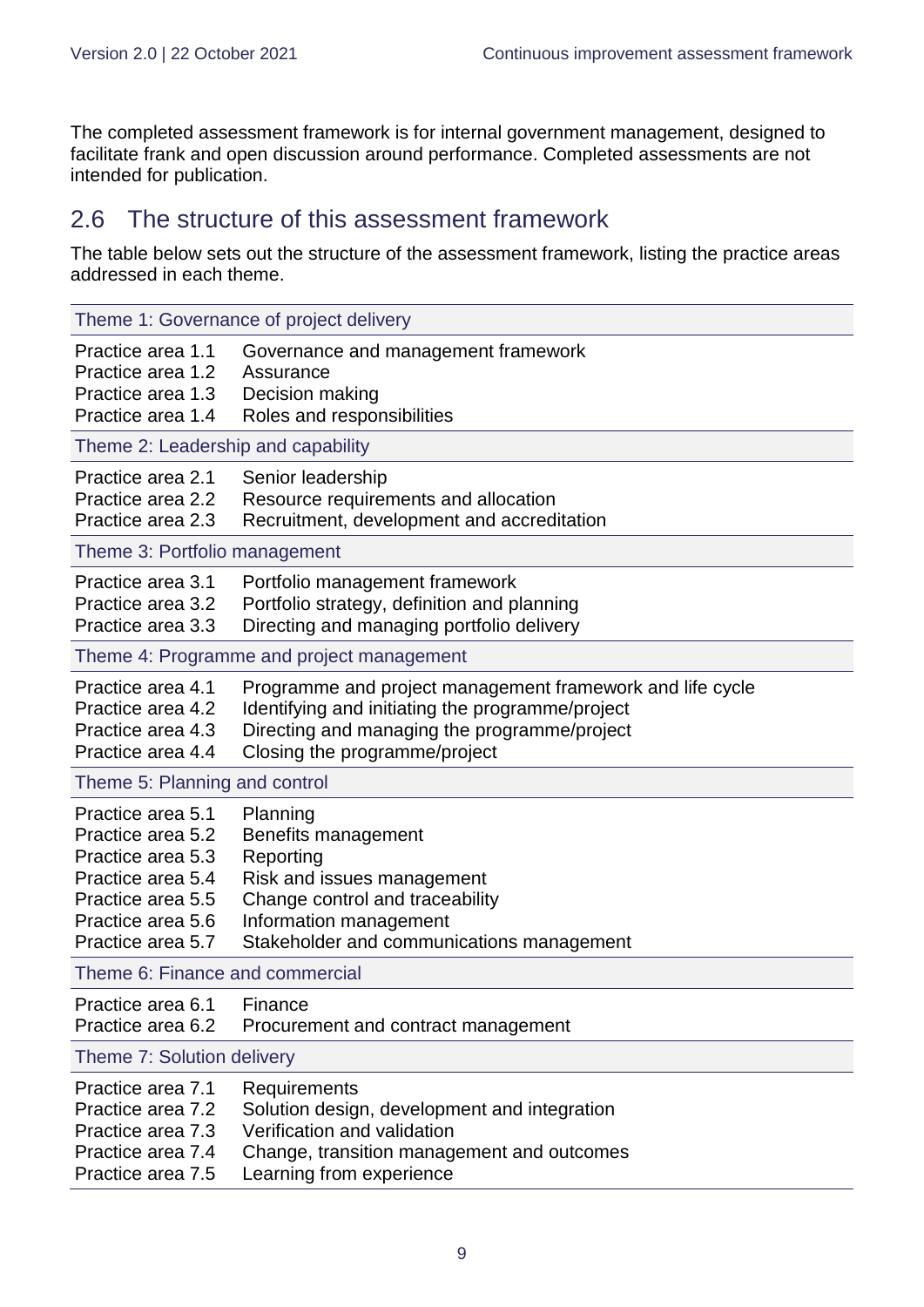The completed assessment framework is for internal government management, designed to facilitate frank and open discussion around performance. Completed assessments are not intended for publication.

## 2.6 The structure of this assessment framework

The table below sets out the structure of the assessment framework, listing the practice areas addressed in each theme.

| Theme 1: Governance of project delivery | |
|---|---|
| Practice area 1.1 | Governance and management framework |
| Practice area 1.2 | Assurance |
| Practice area 1.3 | Decision making |
| Practice area 1.4 | Roles and responsibilities |
| **Theme 2: Leadership and capability** | |
| Practice area 2.1 | Senior leadership |
| Practice area 2.2 | Resource requirements and allocation |
| Practice area 2.3 | Recruitment, development and accreditation |
| **Theme 3: Portfolio management** | |
| Practice area 3.1 | Portfolio management framework |
| Practice area 3.2 | Portfolio strategy, definition and planning |
| Practice area 3.3 | Directing and managing portfolio delivery |
| **Theme 4: Programme and project management** | |
| Practice area 4.1 | Programme and project management framework and life cycle |
| Practice area 4.2 | Identifying and initiating the programme/project |
| Practice area 4.3 | Directing and managing the programme/project |
| Practice area 4.4 | Closing the programme/project |
| **Theme 5: Planning and control** | |
| Practice area 5.1 | Planning |
| Practice area 5.2 | Benefits management |
| Practice area 5.3 | Reporting |
| Practice area 5.4 | Risk and issues management |
| Practice area 5.5 | Change control and traceability |
| Practice area 5.6 | Information management |
| Practice area 5.7 | Stakeholder and communications management |
| **Theme 6: Finance and commercial** | |
| Practice area 6.1 | Finance |
| Practice area 6.2 | Procurement and contract management |
| **Theme 7: Solution delivery** | |
| Practice area 7.1 | Requirements |
| Practice area 7.2 | Solution design, development and integration |
| Practice area 7.3 | Verification and validation |
| Practice area 7.4 | Change, transition management and outcomes |
| Practice area 7.5 | Learning from experience |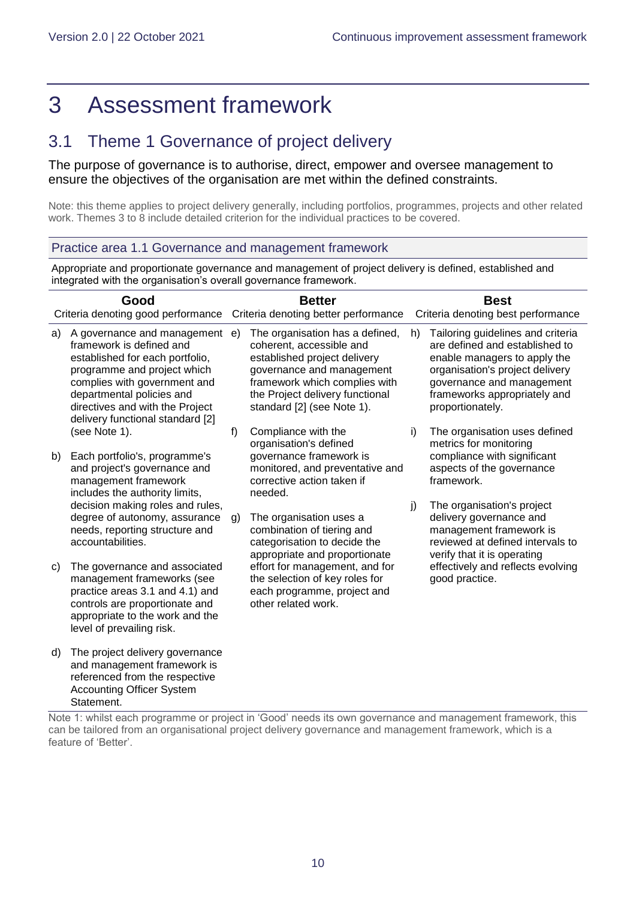# 3 Assessment framework

## 3.1 Theme 1 Governance of project delivery

The purpose of governance is to authorise, direct, empower and oversee management to ensure the objectives of the organisation are met within the defined constraints.

Note: this theme applies to project delivery generally, including portfolios, programmes, projects and other related work. Themes 3 to 8 include detailed criterion for the individual practices to be covered.

### Practice area 1.1 Governance and management framework

Appropriate and proportionate governance and management of project delivery is defined, established and integrated with the organisation's overall governance framework.

| **Good**<br>Criteria denoting good performance | **Better**<br>Criteria denoting better performance | **Best**<br>Criteria denoting best performance |
|---|---|---|
| a) A governance and management framework is defined and established for each portfolio, programme and project which complies with government and departmental policies and directives and with the Project delivery functional standard [2] (see Note 1).<br><br>b) Each portfolio's, programme's and project's governance and management framework includes the authority limits, decision making roles and rules, degree of autonomy, assurance needs, reporting structure and accountabilities.<br><br>c) The governance and associated management frameworks (see practice areas 3.1 and 4.1) and controls are proportionate and appropriate to the work and the level of prevailing risk.<br><br>d) The project delivery governance and management framework is referenced from the respective Accounting Officer System Statement. | e) The organisation has a defined, coherent, accessible and established project delivery governance and management framework which complies with the Project delivery functional standard [2] (see Note 1).<br><br>f) Compliance with the organisation's defined governance framework is monitored, and preventative and corrective action taken if needed.<br><br>g) The organisation uses a combination of tiering and categorisation to decide the appropriate and proportionate effort for management, and for the selection of key roles for each programme, project and other related work. | h) Tailoring guidelines and criteria are defined and established to enable managers to apply the organisation's project delivery governance and management frameworks appropriately and proportionately.<br><br>i) The organisation uses defined metrics for monitoring compliance with significant aspects of the governance framework.<br><br>j) The organisation's project delivery governance and management framework is reviewed at defined intervals to verify that it is operating effectively and reflects evolving good practice. |

Note 1: whilst each programme or project in 'Good' needs its own governance and management framework, this can be tailored from an organisational project delivery governance and management framework, which is a feature of 'Better'.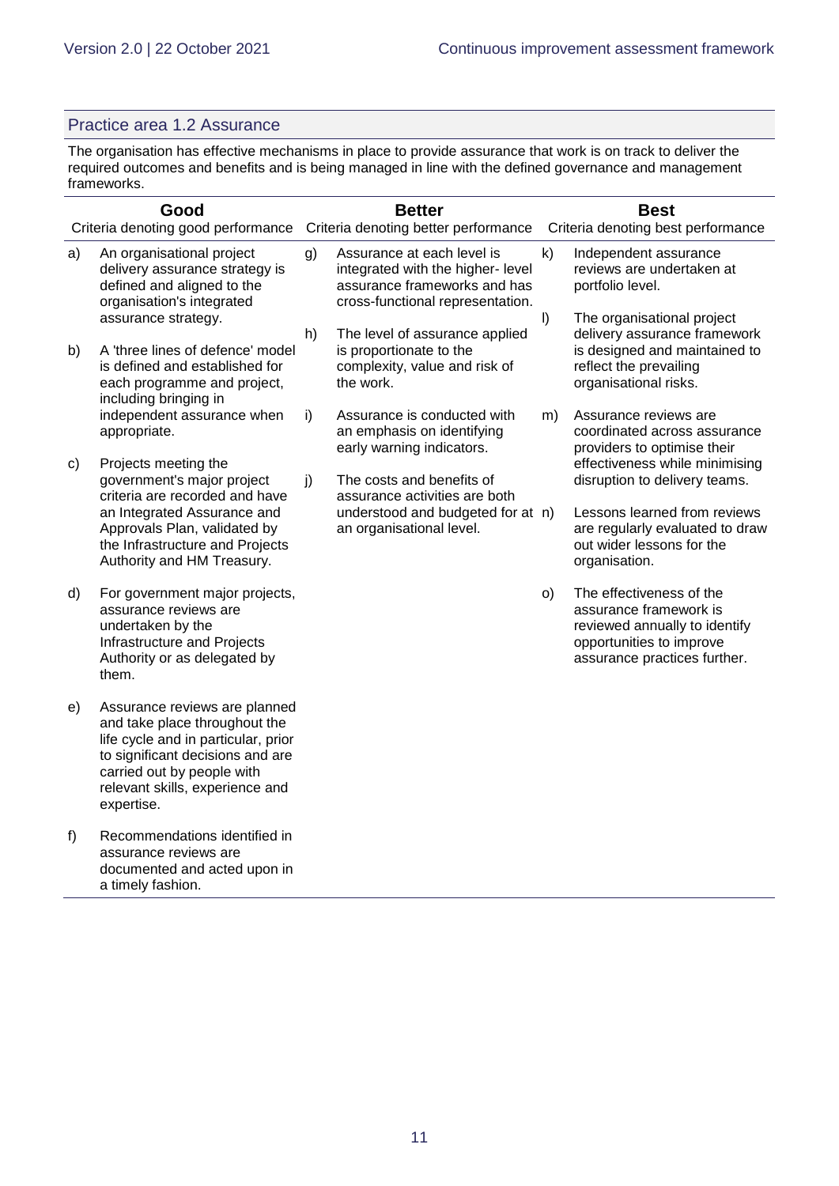## Practice area 1.2 Assurance

The organisation has effective mechanisms in place to provide assurance that work is on track to deliver the required outcomes and benefits and is being managed in line with the defined governance and management frameworks.

| Good<br>Criteria denoting good performance | Better<br>Criteria denoting better performance | Best<br>Criteria denoting best performance |
|---|---|---|
| a) An organisational project delivery assurance strategy is defined and aligned to the organisation's integrated assurance strategy. | g) Assurance at each level is integrated with the higher- level assurance frameworks and has cross-functional representation. | k) Independent assurance reviews are undertaken at portfolio level. |
| b) A 'three lines of defence' model is defined and established for each programme and project, including bringing in independent assurance when appropriate. | h) The level of assurance applied is proportionate to the complexity, value and risk of the work. | l) The organisational project delivery assurance framework is designed and maintained to reflect the prevailing organisational risks. |
| c) Projects meeting the government's major project criteria are recorded and have an Integrated Assurance and Approvals Plan, validated by the Infrastructure and Projects Authority and HM Treasury. | i) Assurance is conducted with an emphasis on identifying early warning indicators. | m) Assurance reviews are coordinated across assurance providers to optimise their effectiveness while minimising disruption to delivery teams. |
| d) For government major projects, assurance reviews are undertaken by the Infrastructure and Projects Authority or as delegated by them. | j) The costs and benefits of assurance activities are both understood and budgeted for at an organisational level. | n) Lessons learned from reviews are regularly evaluated to draw out wider lessons for the organisation. |
| e) Assurance reviews are planned and take place throughout the life cycle and in particular, prior to significant decisions and are carried out by people with relevant skills, experience and expertise. | | o) The effectiveness of the assurance framework is reviewed annually to identify opportunities to improve assurance practices further. |
| f) Recommendations identified in assurance reviews are documented and acted upon in a timely fashion. | | |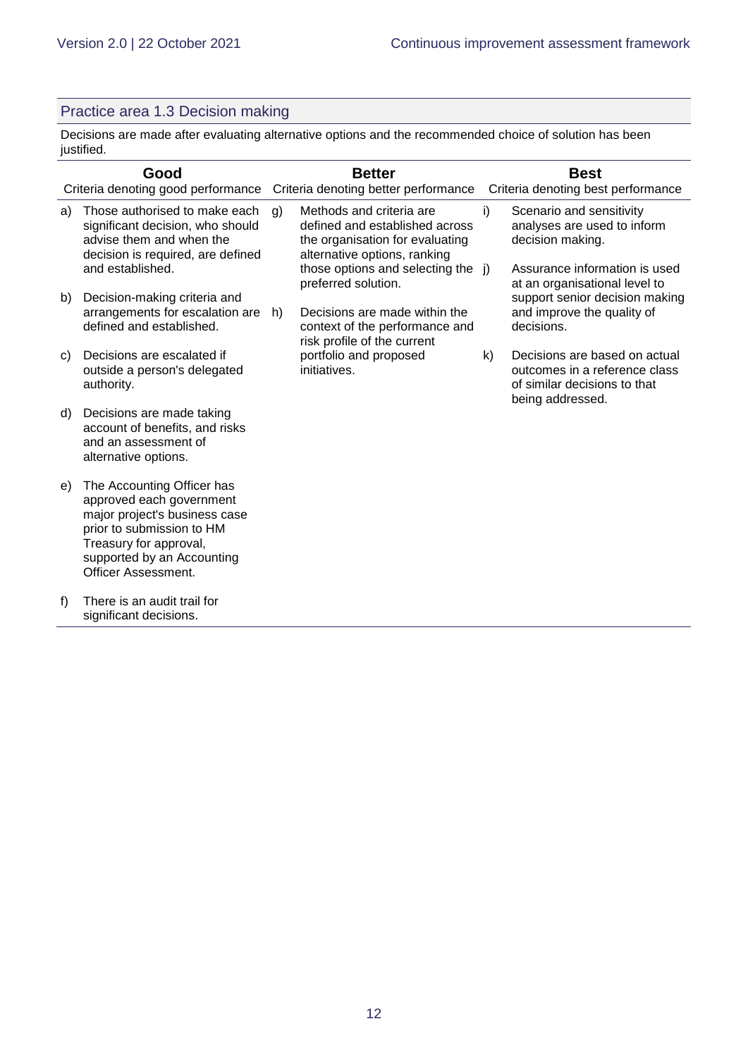## Practice area 1.3 Decision making

Decisions are made after evaluating alternative options and the recommended choice of solution has been justified.

| Good<br>Criteria denoting good performance | Better<br>Criteria denoting better performance | Best<br>Criteria denoting best performance |
|---|---|---|
| a) Those authorised to make each significant decision, who should advise them and when the decision is required, are defined and established.<br><br>b) Decision-making criteria and arrangements for escalation are defined and established.<br><br>c) Decisions are escalated if outside a person's delegated authority.<br><br>d) Decisions are made taking account of benefits, and risks and an assessment of alternative options.<br><br>e) The Accounting Officer has approved each government major project's business case prior to submission to HM Treasury for approval, supported by an Accounting Officer Assessment.<br><br>f) There is an audit trail for significant decisions. | g) Methods and criteria are defined and established across the organisation for evaluating alternative options, ranking those options and selecting the preferred solution.<br><br>h) Decisions are made within the context of the performance and risk profile of the current portfolio and proposed initiatives. | i) Scenario and sensitivity analyses are used to inform decision making.<br><br>j) Assurance information is used at an organisational level to support senior decision making and improve the quality of decisions.<br><br>k) Decisions are based on actual outcomes in a reference class of similar decisions to that being addressed. |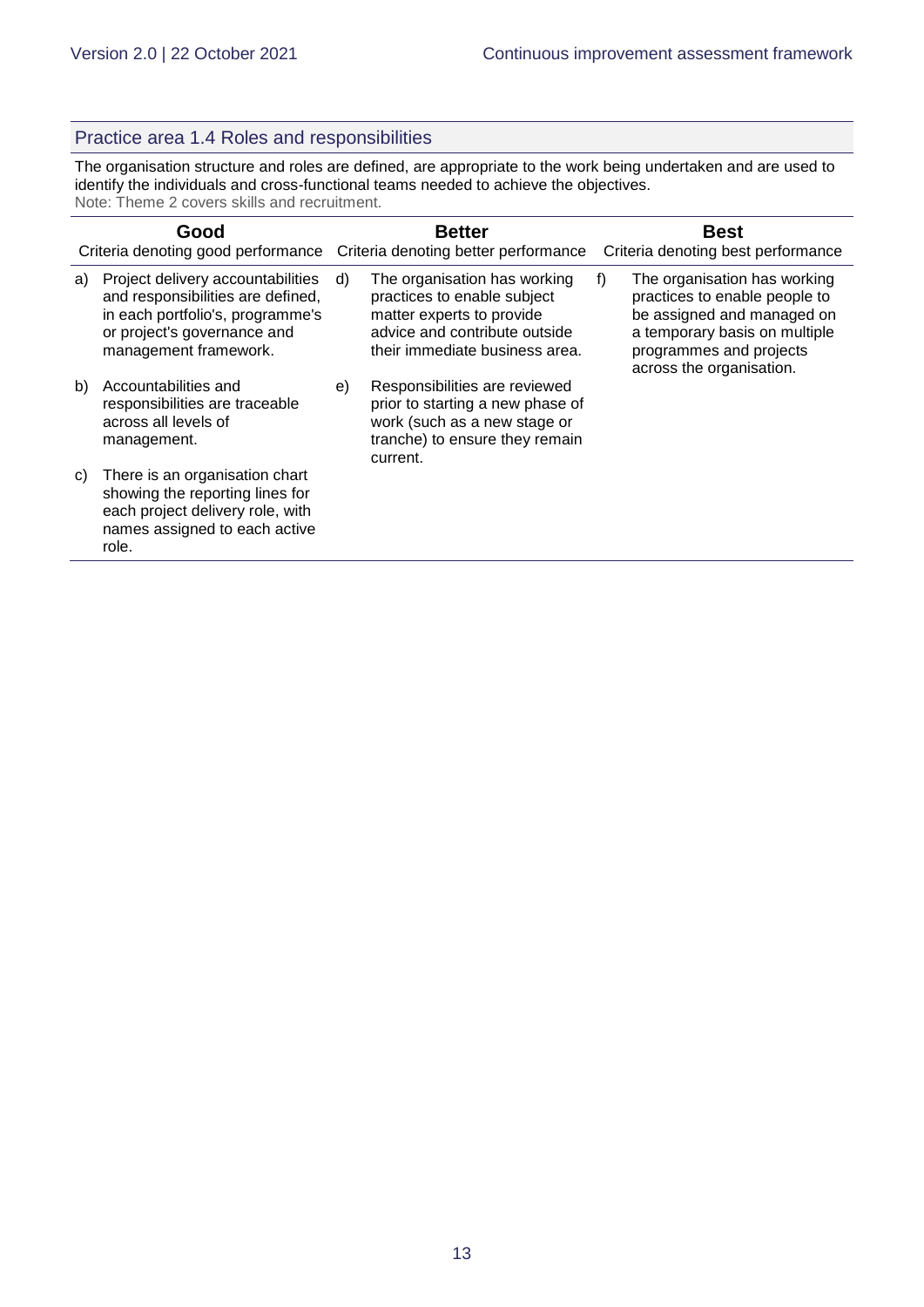## Practice area 1.4 Roles and responsibilities

The organisation structure and roles are defined, are appropriate to the work being undertaken and are used to identify the individuals and cross-functional teams needed to achieve the objectives.

Note: Theme 2 covers skills and recruitment.

| **Good**<br>Criteria denoting good performance | **Better**<br>Criteria denoting better performance | **Best**<br>Criteria denoting best performance |
|---|---|---|
| a) Project delivery accountabilities and responsibilities are defined, in each portfolio's, programme's or project's governance and management framework. | d) The organisation has working practices to enable subject matter experts to provide advice and contribute outside their immediate business area. | f) The organisation has working practices to enable people to be assigned and managed on a temporary basis on multiple programmes and projects across the organisation. |
| b) Accountabilities and responsibilities are traceable across all levels of management. | e) Responsibilities are reviewed prior to starting a new phase of work (such as a new stage or tranche) to ensure they remain current. | |
| c) There is an organisation chart showing the reporting lines for each project delivery role, with names assigned to each active role. | | |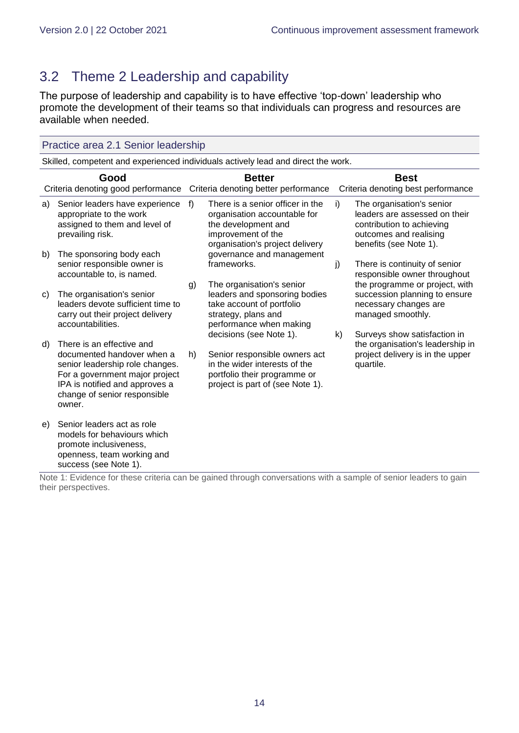## 3.2 Theme 2 Leadership and capability

The purpose of leadership and capability is to have effective 'top-down' leadership who promote the development of their teams so that individuals can progress and resources are available when needed.

### Practice area 2.1 Senior leadership

Skilled, competent and experienced individuals actively lead and direct the work.

| **Good**<br>Criteria denoting good performance | **Better**<br>Criteria denoting better performance | **Best**<br>Criteria denoting best performance |
|---|---|---|
| a) Senior leaders have experience appropriate to the work assigned to them and level of prevailing risk.<br><br>b) The sponsoring body each senior responsible owner is accountable to, is named.<br><br>c) The organisation's senior leaders devote sufficient time to carry out their project delivery accountabilities.<br><br>d) There is an effective and documented handover when a senior leadership role changes. For a government major project IPA is notified and approves a change of senior responsible owner.<br><br>e) Senior leaders act as role models for behaviours which promote inclusiveness, openness, team working and success (see Note 1). | f) There is a senior officer in the organisation accountable for the development and improvement of the organisation's project delivery governance and management frameworks.<br><br>g) The organisation's senior leaders and sponsoring bodies take account of portfolio strategy, plans and performance when making decisions (see Note 1).<br><br>h) Senior responsible owners act in the wider interests of the portfolio their programme or project is part of (see Note 1). | i) The organisation's senior leaders are assessed on their contribution to achieving outcomes and realising benefits (see Note 1).<br><br>j) There is continuity of senior responsible owner throughout the programme or project, with succession planning to ensure necessary changes are managed smoothly.<br><br>k) Surveys show satisfaction in the organisation's leadership in project delivery is in the upper quartile. |

Note 1: Evidence for these criteria can be gained through conversations with a sample of senior leaders to gain their perspectives.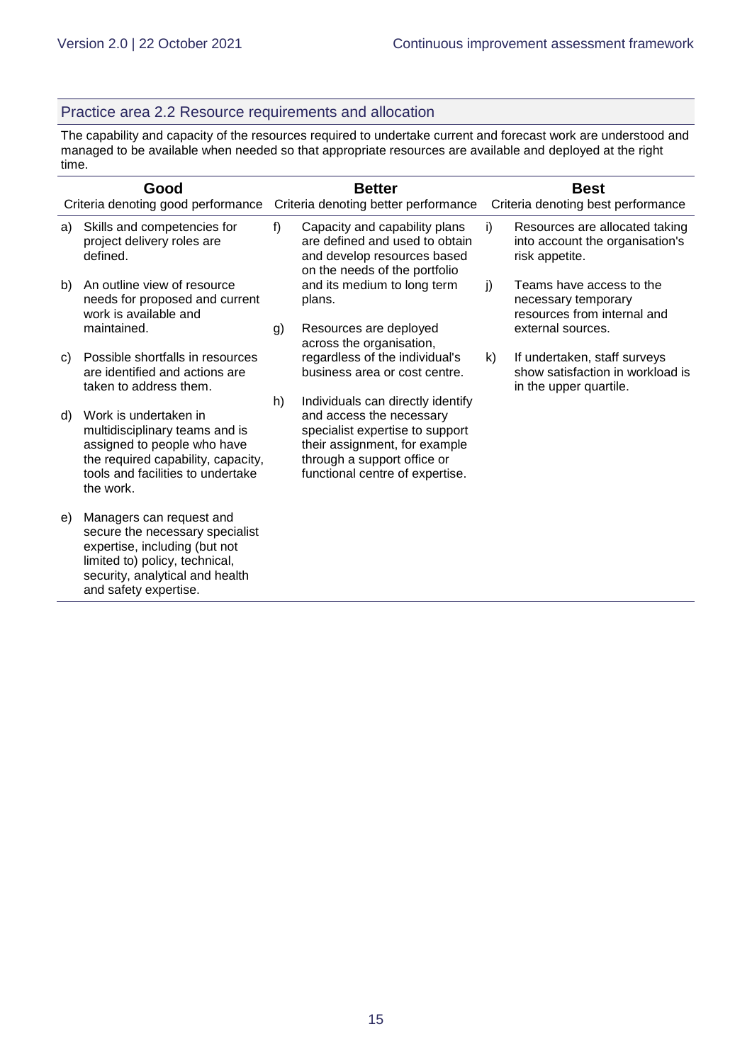## Practice area 2.2 Resource requirements and allocation

The capability and capacity of the resources required to undertake current and forecast work are understood and managed to be available when needed so that appropriate resources are available and deployed at the right time.

| Good<br>Criteria denoting good performance | Better<br>Criteria denoting better performance | Best<br>Criteria denoting best performance |
|---|---|---|
| a) Skills and competencies for project delivery roles are defined.<br><br>b) An outline view of resource needs for proposed and current work is available and maintained.<br><br>c) Possible shortfalls in resources are identified and actions are taken to address them.<br><br>d) Work is undertaken in multidisciplinary teams and is assigned to people who have the required capability, capacity, tools and facilities to undertake the work.<br><br>e) Managers can request and secure the necessary specialist expertise, including (but not limited to) policy, technical, security, analytical and health and safety expertise. | f) Capacity and capability plans are defined and used to obtain and develop resources based on the needs of the portfolio and its medium to long term plans.<br><br>g) Resources are deployed across the organisation, regardless of the individual's business area or cost centre.<br><br>h) Individuals can directly identify and access the necessary specialist expertise to support their assignment, for example through a support office or functional centre of expertise. | i) Resources are allocated taking into account the organisation's risk appetite.<br><br>j) Teams have access to the necessary temporary resources from internal and external sources.<br><br>k) If undertaken, staff surveys show satisfaction in workload is in the upper quartile. |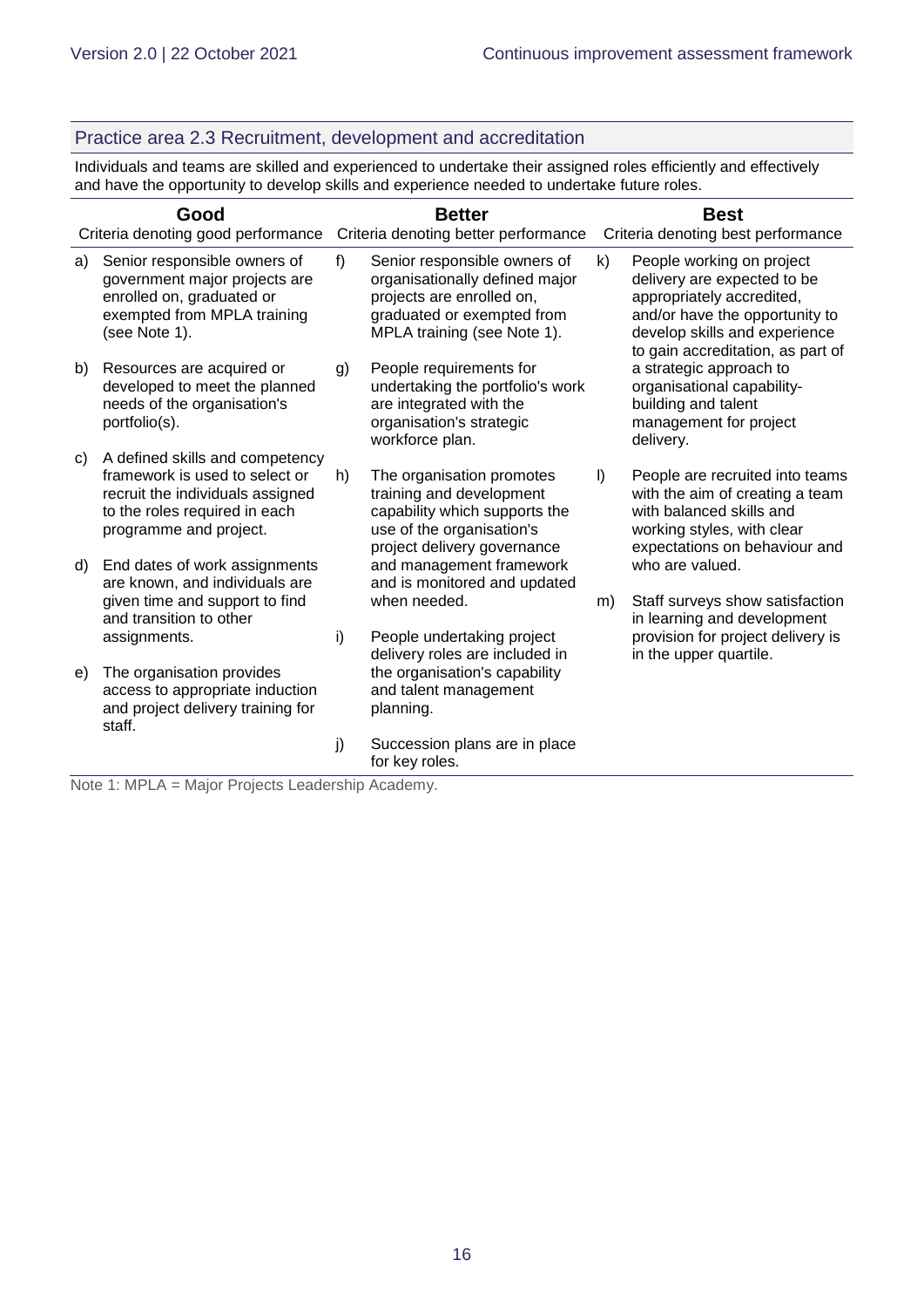## Practice area 2.3 Recruitment, development and accreditation

Individuals and teams are skilled and experienced to undertake their assigned roles efficiently and effectively and have the opportunity to develop skills and experience needed to undertake future roles.

| Good<br>Criteria denoting good performance | Better<br>Criteria denoting better performance | Best<br>Criteria denoting best performance |
|---|---|---|
| a) Senior responsible owners of government major projects are enrolled on, graduated or exempted from MPLA training (see Note 1).<br><br>b) Resources are acquired or developed to meet the planned needs of the organisation's portfolio(s).<br><br>c) A defined skills and competency framework is used to select or recruit the individuals assigned to the roles required in each programme and project.<br><br>d) End dates of work assignments are known, and individuals are given time and support to find and transition to other assignments.<br><br>e) The organisation provides access to appropriate induction and project delivery training for staff. | f) Senior responsible owners of organisationally defined major projects are enrolled on, graduated or exempted from MPLA training (see Note 1).<br><br>g) People requirements for undertaking the portfolio's work are integrated with the organisation's strategic workforce plan.<br><br>h) The organisation promotes training and development capability which supports the use of the organisation's project delivery governance and management framework and is monitored and updated when needed.<br><br>i) People undertaking project delivery roles are included in the organisation's capability and talent management planning.<br><br>j) Succession plans are in place for key roles. | k) People working on project delivery are expected to be appropriately accredited, and/or have the opportunity to develop skills and experience to gain accreditation, as part of a strategic approach to organisational capability-building and talent management for project delivery.<br><br>l) People are recruited into teams with the aim of creating a team with balanced skills and working styles, with clear expectations on behaviour and who are valued.<br><br>m) Staff surveys show satisfaction in learning and development provision for project delivery is in the upper quartile. |

Note 1: MPLA = Major Projects Leadership Academy.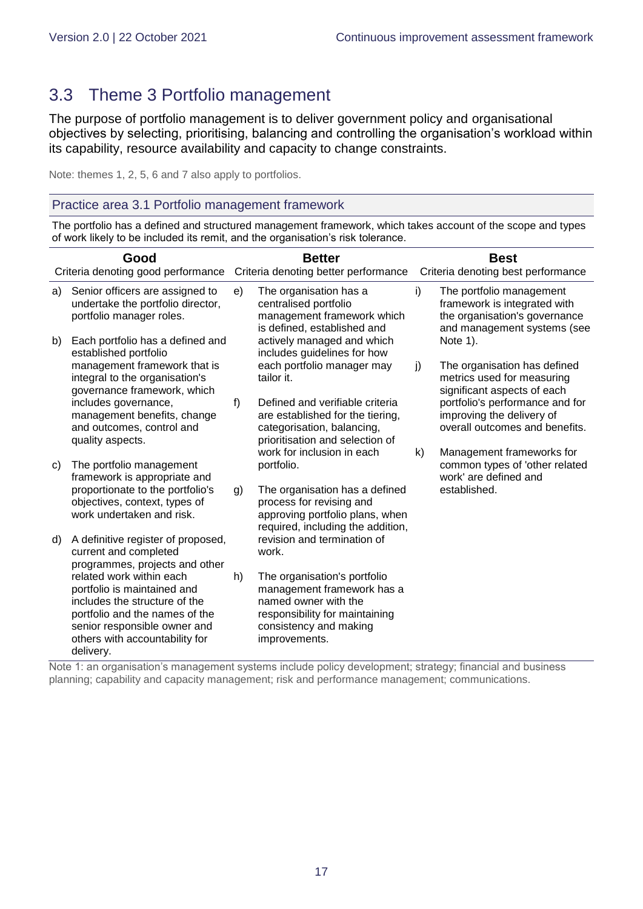## 3.3 Theme 3 Portfolio management

The purpose of portfolio management is to deliver government policy and organisational objectives by selecting, prioritising, balancing and controlling the organisation's workload within its capability, resource availability and capacity to change constraints.

Note: themes 1, 2, 5, 6 and 7 also apply to portfolios.

### Practice area 3.1 Portfolio management framework

The portfolio has a defined and structured management framework, which takes account of the scope and types of work likely to be included its remit, and the organisation's risk tolerance.

| **Good**<br>Criteria denoting good performance | **Better**<br>Criteria denoting better performance | **Best**<br>Criteria denoting best performance |
|---|---|---|
| a) Senior officers are assigned to undertake the portfolio director, portfolio manager roles.<br><br>b) Each portfolio has a defined and established portfolio management framework that is integral to the organisation's governance framework, which includes governance, management benefits, change and outcomes, control and quality aspects.<br><br>c) The portfolio management framework is appropriate and proportionate to the portfolio's objectives, context, types of work undertaken and risk.<br><br>d) A definitive register of proposed, current and completed programmes, projects and other related work within each portfolio is maintained and includes the structure of the portfolio and the names of the senior responsible owner and others with accountability for delivery. | e) The organisation has a centralised portfolio management framework which is defined, established and actively managed and which includes guidelines for how each portfolio manager may tailor it.<br><br>f) Defined and verifiable criteria are established for the tiering, categorisation, balancing, prioritisation and selection of work for inclusion in each portfolio.<br><br>g) The organisation has a defined process for revising and approving portfolio plans, when required, including the addition, revision and termination of work.<br><br>h) The organisation's portfolio management framework has a named owner with the responsibility for maintaining consistency and making improvements. | i) The portfolio management framework is integrated with the organisation's governance and management systems (see Note 1).<br><br>j) The organisation has defined metrics used for measuring significant aspects of each portfolio's performance and for improving the delivery of overall outcomes and benefits.<br><br>k) Management frameworks for common types of 'other related work' are defined and established. |

Note 1: an organisation's management systems include policy development; strategy; financial and business planning; capability and capacity management; risk and performance management; communications.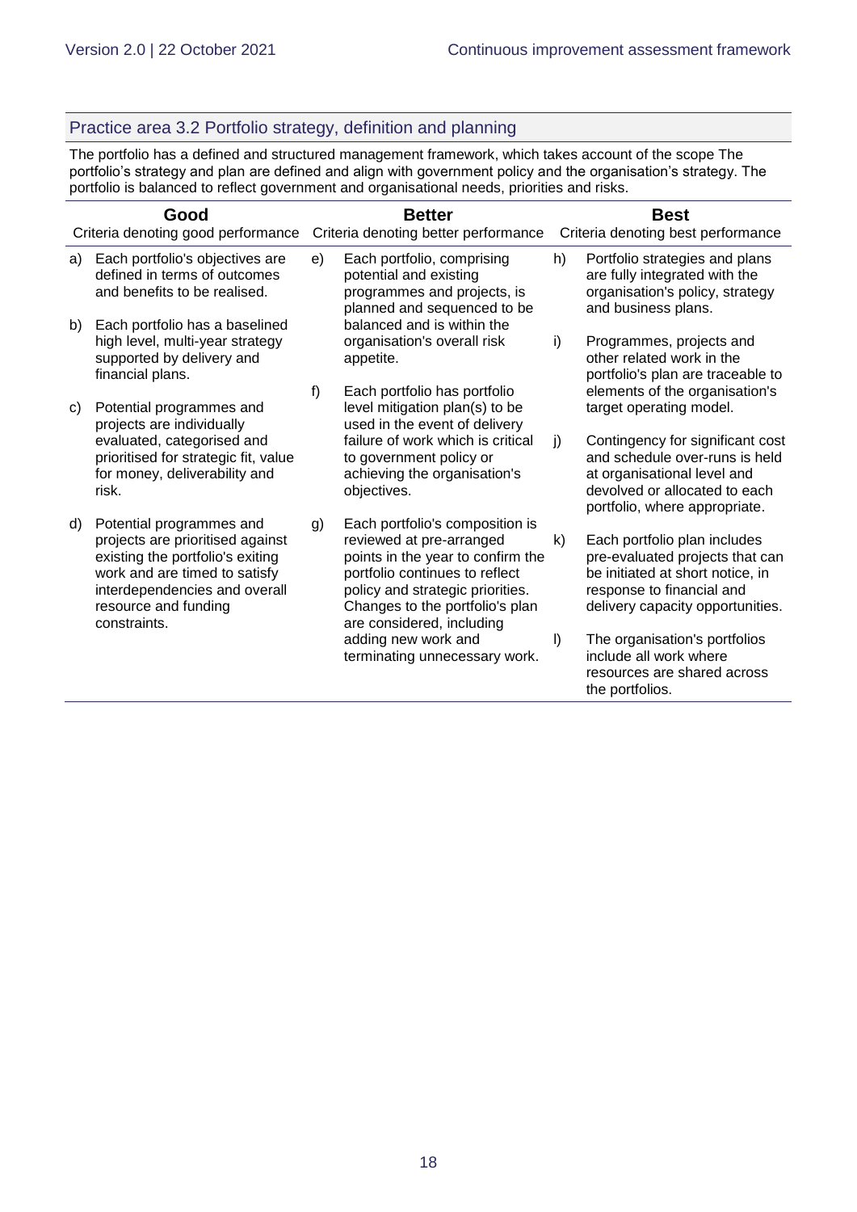## Practice area 3.2 Portfolio strategy, definition and planning

The portfolio has a defined and structured management framework, which takes account of the scope The portfolio's strategy and plan are defined and align with government policy and the organisation's strategy. The portfolio is balanced to reflect government and organisational needs, priorities and risks.

| **Good**<br>Criteria denoting good performance | **Better**<br>Criteria denoting better performance | **Best**<br>Criteria denoting best performance |
|---|---|---|
| a) Each portfolio's objectives are defined in terms of outcomes and benefits to be realised.<br><br>b) Each portfolio has a baselined high level, multi-year strategy supported by delivery and financial plans.<br><br>c) Potential programmes and projects are individually evaluated, categorised and prioritised for strategic fit, value for money, deliverability and risk.<br><br>d) Potential programmes and projects are prioritised against existing the portfolio's exiting work and are timed to satisfy interdependencies and overall resource and funding constraints. | e) Each portfolio, comprising potential and existing programmes and projects, is planned and sequenced to be balanced and is within the organisation's overall risk appetite.<br><br>f) Each portfolio has portfolio level mitigation plan(s) to be used in the event of delivery failure of work which is critical to government policy or achieving the organisation's objectives.<br><br>g) Each portfolio's composition is reviewed at pre-arranged points in the year to confirm the portfolio continues to reflect policy and strategic priorities. Changes to the portfolio's plan are considered, including adding new work and terminating unnecessary work. | h) Portfolio strategies and plans are fully integrated with the organisation's policy, strategy and business plans.<br><br>i) Programmes, projects and other related work in the portfolio's plan are traceable to elements of the organisation's target operating model.<br><br>j) Contingency for significant cost and schedule over-runs is held at organisational level and devolved or allocated to each portfolio, where appropriate.<br><br>k) Each portfolio plan includes pre-evaluated projects that can be initiated at short notice, in response to financial and delivery capacity opportunities.<br><br>l) The organisation's portfolios include all work where resources are shared across the portfolios. |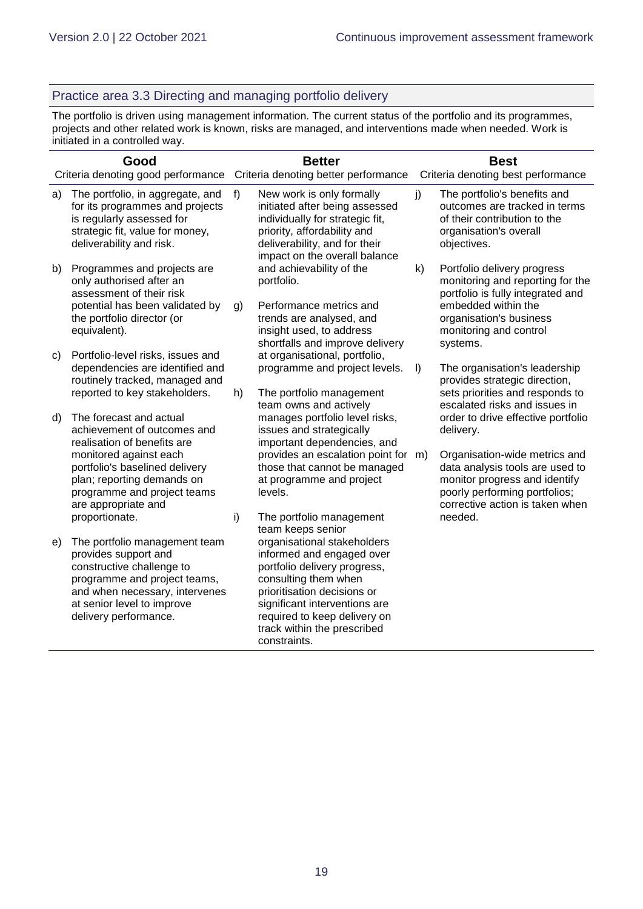## Practice area 3.3 Directing and managing portfolio delivery

The portfolio is driven using management information. The current status of the portfolio and its programmes, projects and other related work is known, risks are managed, and interventions made when needed. Work is initiated in a controlled way.

| Good<br>Criteria denoting good performance | Better<br>Criteria denoting better performance | Best<br>Criteria denoting best performance |
|---|---|---|
| a) The portfolio, in aggregate, and for its programmes and projects is regularly assessed for strategic fit, value for money, deliverability and risk.<br><br>b) Programmes and projects are only authorised after an assessment of their risk potential has been validated by the portfolio director (or equivalent).<br><br>c) Portfolio-level risks, issues and dependencies are identified and routinely tracked, managed and reported to key stakeholders.<br><br>d) The forecast and actual achievement of outcomes and realisation of benefits are monitored against each portfolio's baselined delivery plan; reporting demands on programme and project teams are appropriate and proportionate.<br><br>e) The portfolio management team provides support and constructive challenge to programme and project teams, and when necessary, intervenes at senior level to improve delivery performance. | f) New work is only formally initiated after being assessed individually for strategic fit, priority, affordability and deliverability, and for their impact on the overall balance and achievability of the portfolio.<br><br>g) Performance metrics and trends are analysed, and insight used, to address shortfalls and improve delivery at organisational, portfolio, programme and project levels.<br><br>h) The portfolio management team owns and actively manages portfolio level risks, issues and strategically important dependencies, and provides an escalation point for those that cannot be managed at programme and project levels.<br><br>i) The portfolio management team keeps senior organisational stakeholders informed and engaged over portfolio delivery progress, consulting them when prioritisation decisions or significant interventions are required to keep delivery on track within the prescribed constraints. | j) The portfolio's benefits and outcomes are tracked in terms of their contribution to the organisation's overall objectives.<br><br>k) Portfolio delivery progress monitoring and reporting for the portfolio is fully integrated and embedded within the organisation's business monitoring and control systems.<br><br>l) The organisation's leadership provides strategic direction, sets priorities and responds to escalated risks and issues in order to drive effective portfolio delivery.<br><br>m) Organisation-wide metrics and data analysis tools are used to monitor progress and identify poorly performing portfolios; corrective action is taken when needed. |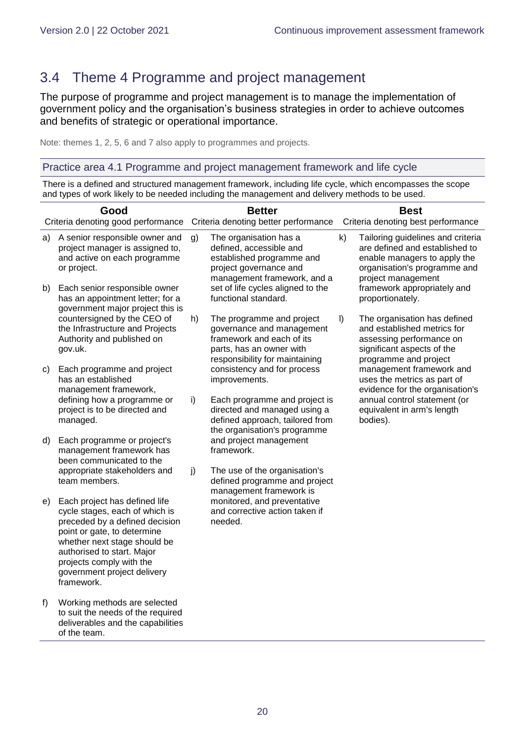## 3.4 Theme 4 Programme and project management

The purpose of programme and project management is to manage the implementation of government policy and the organisation's business strategies in order to achieve outcomes and benefits of strategic or operational importance.

Note: themes 1, 2, 5, 6 and 7 also apply to programmes and projects.

### Practice area 4.1 Programme and project management framework and life cycle

There is a defined and structured management framework, including life cycle, which encompasses the scope and types of work likely to be needed including the management and delivery methods to be used.

| **Good**<br>Criteria denoting good performance | **Better**<br>Criteria denoting better performance | **Best**<br>Criteria denoting best performance |
|---|---|---|
| a) A senior responsible owner and project manager is assigned to, and active on each programme or project.<br><br>b) Each senior responsible owner has an appointment letter; for a government major project this is countersigned by the CEO of the Infrastructure and Projects Authority and published on gov.uk.<br><br>c) Each programme and project has an established management framework, defining how a programme or project is to be directed and managed.<br><br>d) Each programme or project's management framework has been communicated to the appropriate stakeholders and team members.<br><br>e) Each project has defined life cycle stages, each of which is preceded by a defined decision point or gate, to determine whether next stage should be authorised to start. Major projects comply with the government project delivery framework.<br><br>f) Working methods are selected to suit the needs of the required deliverables and the capabilities of the team. | g) The organisation has a defined, accessible and established programme and project governance and management framework, and a set of life cycles aligned to the functional standard.<br><br>h) The programme and project governance and management framework and each of its parts, has an owner with responsibility for maintaining consistency and for process improvements.<br><br>i) Each programme and project is directed and managed using a defined approach, tailored from the organisation's programme and project management framework.<br><br>j) The use of the organisation's defined programme and project management framework is monitored, and preventative and corrective action taken if needed. | k) Tailoring guidelines and criteria are defined and established to enable managers to apply the organisation's programme and project management framework appropriately and proportionately.<br><br>l) The organisation has defined and established metrics for assessing performance on significant aspects of the programme and project management framework and uses the metrics as part of evidence for the organisation's annual control statement (or equivalent in arm's length bodies). |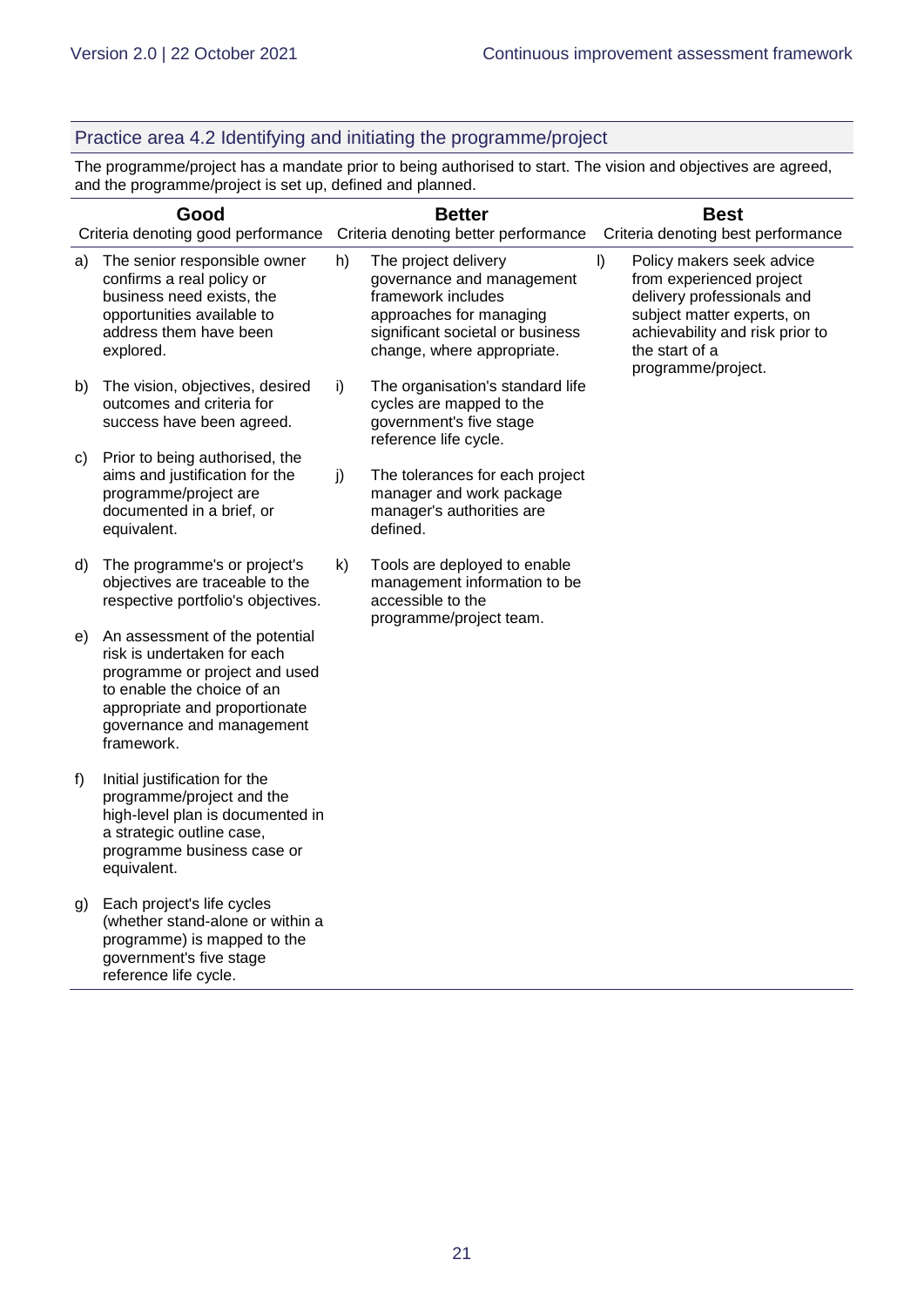## Practice area 4.2 Identifying and initiating the programme/project

The programme/project has a mandate prior to being authorised to start. The vision and objectives are agreed, and the programme/project is set up, defined and planned.

| Good<br>Criteria denoting good performance | Better<br>Criteria denoting better performance | Best<br>Criteria denoting best performance |
|---|---|---|
| a) The senior responsible owner confirms a real policy or business need exists, the opportunities available to address them have been explored. | h) The project delivery governance and management framework includes approaches for managing significant societal or business change, where appropriate. | l) Policy makers seek advice from experienced project delivery professionals and subject matter experts, on achievability and risk prior to the start of a programme/project. |
| b) The vision, objectives, desired outcomes and criteria for success have been agreed. | i) The organisation's standard life cycles are mapped to the government's five stage reference life cycle. | |
| c) Prior to being authorised, the aims and justification for the programme/project are documented in a brief, or equivalent. | j) The tolerances for each project manager and work package manager's authorities are defined. | |
| d) The programme's or project's objectives are traceable to the respective portfolio's objectives. | k) Tools are deployed to enable management information to be accessible to the programme/project team. | |
| e) An assessment of the potential risk is undertaken for each programme or project and used to enable the choice of an appropriate and proportionate governance and management framework. | | |
| f) Initial justification for the programme/project and the high-level plan is documented in a strategic outline case, programme business case or equivalent. | | |
| g) Each project's life cycles (whether stand-alone or within a programme) is mapped to the government's five stage reference life cycle. | | |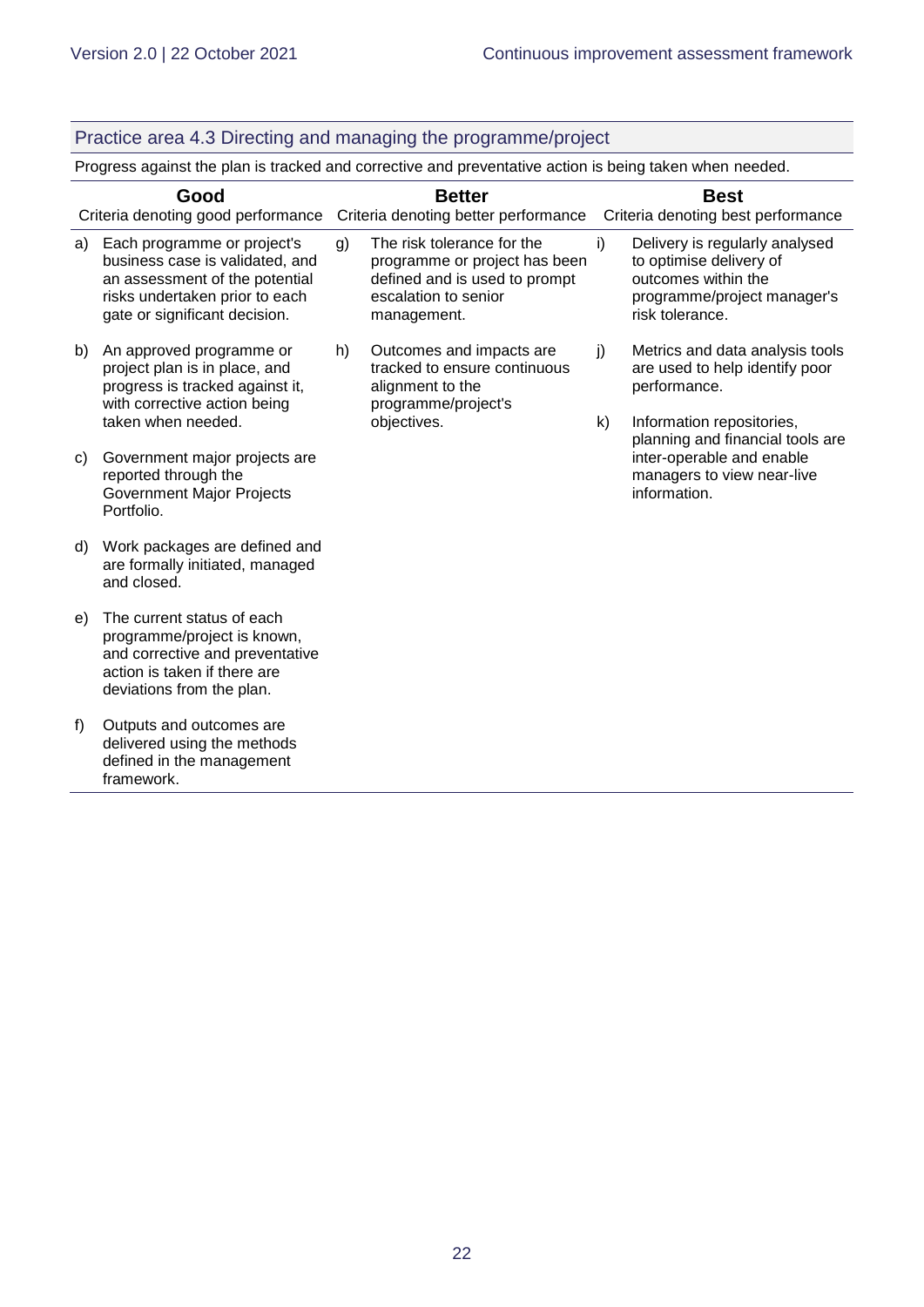### Practice area 4.3 Directing and managing the programme/project

Progress against the plan is tracked and corrective and preventative action is being taken when needed.

| Good<br>Criteria denoting good performance | Better<br>Criteria denoting better performance | Best<br>Criteria denoting best performance |
|---|---|---|
| a) Each programme or project's business case is validated, and an assessment of the potential risks undertaken prior to each gate or significant decision. | g) The risk tolerance for the programme or project has been defined and is used to prompt escalation to senior management. | i) Delivery is regularly analysed to optimise delivery of outcomes within the programme/project manager's risk tolerance. |
| b) An approved programme or project plan is in place, and progress is tracked against it, with corrective action being taken when needed. | h) Outcomes and impacts are tracked to ensure continuous alignment to the programme/project's objectives. | j) Metrics and data analysis tools are used to help identify poor performance. |
| c) Government major projects are reported through the Government Major Projects Portfolio. | | k) Information repositories, planning and financial tools are inter-operable and enable managers to view near-live information. |
| d) Work packages are defined and are formally initiated, managed and closed. | | |
| e) The current status of each programme/project is known, and corrective and preventative action is taken if there are deviations from the plan. | | |
| f) Outputs and outcomes are delivered using the methods defined in the management framework. | | |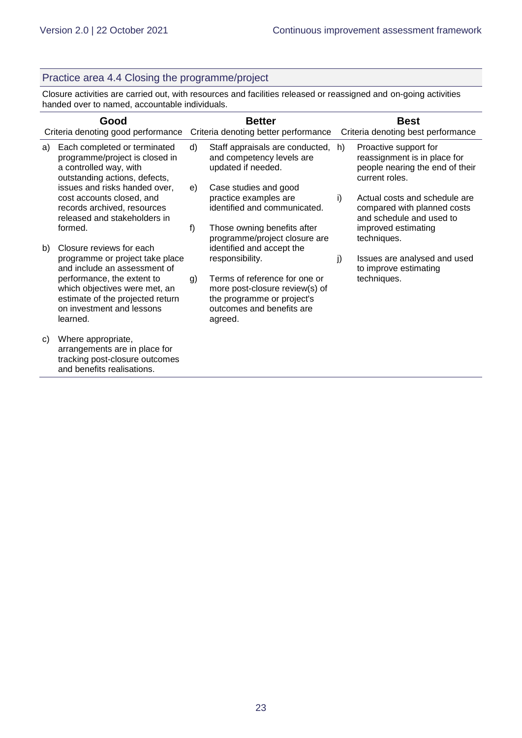### Practice area 4.4 Closing the programme/project

Closure activities are carried out, with resources and facilities released or reassigned and on-going activities handed over to named, accountable individuals.

| Good<br>Criteria denoting good performance | Better<br>Criteria denoting better performance | Best<br>Criteria denoting best performance |
| --- | --- | --- |
| a) Each completed or terminated programme/project is closed in a controlled way, with outstanding actions, defects, issues and risks handed over, cost accounts closed, and records archived, resources released and stakeholders in formed.<br><br>b) Closure reviews for each programme or project take place and include an assessment of performance, the extent to which objectives were met, an estimate of the projected return on investment and lessons learned.<br><br>c) Where appropriate, arrangements are in place for tracking post-closure outcomes and benefits realisations. | d) Staff appraisals are conducted, and competency levels are updated if needed.<br><br>e) Case studies and good practice examples are identified and communicated.<br><br>f) Those owning benefits after programme/project closure are identified and accept the responsibility.<br><br>g) Terms of reference for one or more post-closure review(s) of the programme or project's outcomes and benefits are agreed. | h) Proactive support for reassignment is in place for people nearing the end of their current roles.<br><br>i) Actual costs and schedule are compared with planned costs and schedule and used to improved estimating techniques.<br><br>j) Issues are analysed and used to improve estimating techniques. |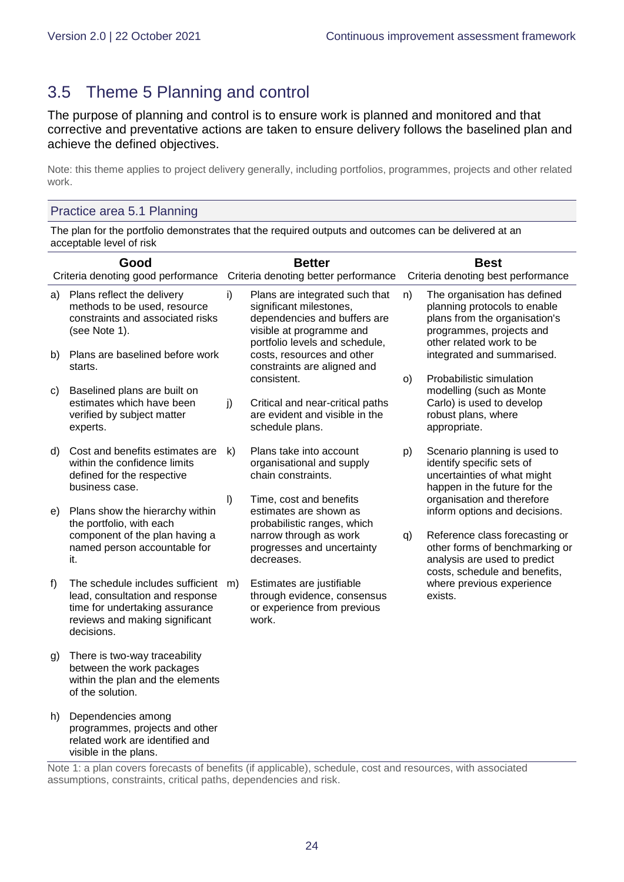## 3.5 Theme 5 Planning and control

The purpose of planning and control is to ensure work is planned and monitored and that corrective and preventative actions are taken to ensure delivery follows the baselined plan and achieve the defined objectives.

Note: this theme applies to project delivery generally, including portfolios, programmes, projects and other related work.

### Practice area 5.1 Planning

The plan for the portfolio demonstrates that the required outputs and outcomes can be delivered at an acceptable level of risk

| **Good**<br>Criteria denoting good performance | **Better**<br>Criteria denoting better performance | **Best**<br>Criteria denoting best performance |
|---|---|---|
| a) Plans reflect the delivery methods to be used, resource constraints and associated risks (see Note 1).<br><br>b) Plans are baselined before work starts.<br><br>c) Baselined plans are built on estimates which have been verified by subject matter experts.<br><br>d) Cost and benefits estimates are within the confidence limits defined for the respective business case.<br><br>e) Plans show the hierarchy within the portfolio, with each component of the plan having a named person accountable for it.<br><br>f) The schedule includes sufficient lead, consultation and response time for undertaking assurance reviews and making significant decisions.<br><br>g) There is two-way traceability between the work packages within the plan and the elements of the solution.<br><br>h) Dependencies among programmes, projects and other related work are identified and visible in the plans. | i) Plans are integrated such that significant milestones, dependencies and buffers are visible at programme and portfolio levels and schedule, costs, resources and other constraints are aligned and consistent.<br><br>j) Critical and near-critical paths are evident and visible in the schedule plans.<br><br>k) Plans take into account organisational and supply chain constraints.<br><br>l) Time, cost and benefits estimates are shown as probabilistic ranges, which narrow through as work progresses and uncertainty decreases.<br><br>m) Estimates are justifiable through evidence, consensus or experience from previous work. | n) The organisation has defined planning protocols to enable plans from the organisation's programmes, projects and other related work to be integrated and summarised.<br><br>o) Probabilistic simulation modelling (such as Monte Carlo) is used to develop robust plans, where appropriate.<br><br>p) Scenario planning is used to identify specific sets of uncertainties of what might happen in the future for the organisation and therefore inform options and decisions.<br><br>q) Reference class forecasting or other forms of benchmarking or other analysis are used to predict costs, schedule and benefits, where previous experience exists. |

Note 1: a plan covers forecasts of benefits (if applicable), schedule, cost and resources, with associated assumptions, constraints, critical paths, dependencies and risk.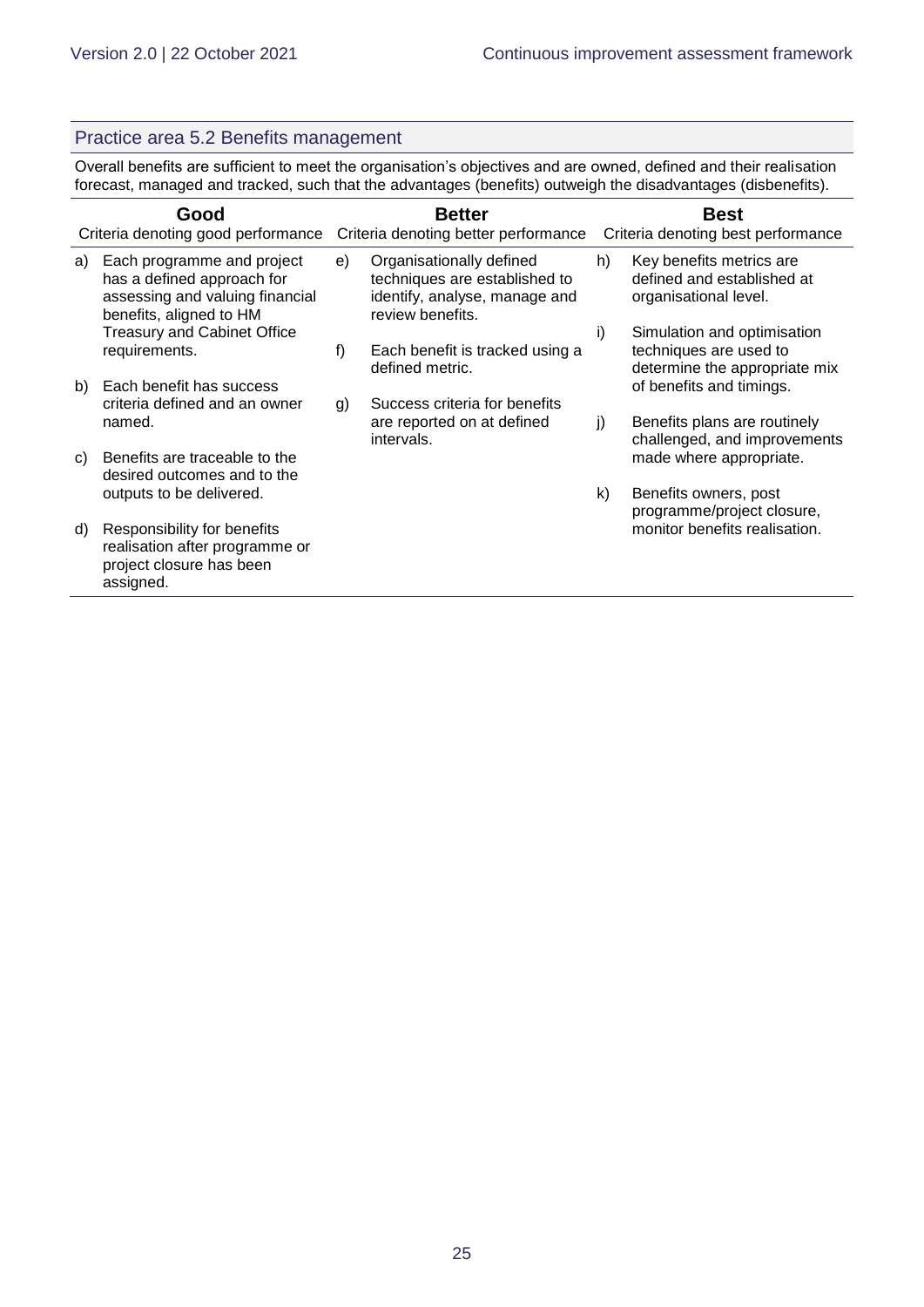## Practice area 5.2 Benefits management

Overall benefits are sufficient to meet the organisation's objectives and are owned, defined and their realisation forecast, managed and tracked, such that the advantages (benefits) outweigh the disadvantages (disbenefits).

| **Good**<br>Criteria denoting good performance | **Better**<br>Criteria denoting better performance | **Best**<br>Criteria denoting best performance |
|---|---|---|
| a) Each programme and project has a defined approach for assessing and valuing financial benefits, aligned to HM Treasury and Cabinet Office requirements.<br><br>b) Each benefit has success criteria defined and an owner named.<br><br>c) Benefits are traceable to the desired outcomes and to the outputs to be delivered.<br><br>d) Responsibility for benefits realisation after programme or project closure has been assigned. | e) Organisationally defined techniques are established to identify, analyse, manage and review benefits.<br><br>f) Each benefit is tracked using a defined metric.<br><br>g) Success criteria for benefits are reported on at defined intervals. | h) Key benefits metrics are defined and established at organisational level.<br><br>i) Simulation and optimisation techniques are used to determine the appropriate mix of benefits and timings.<br><br>j) Benefits plans are routinely challenged, and improvements made where appropriate.<br><br>k) Benefits owners, post programme/project closure, monitor benefits realisation. |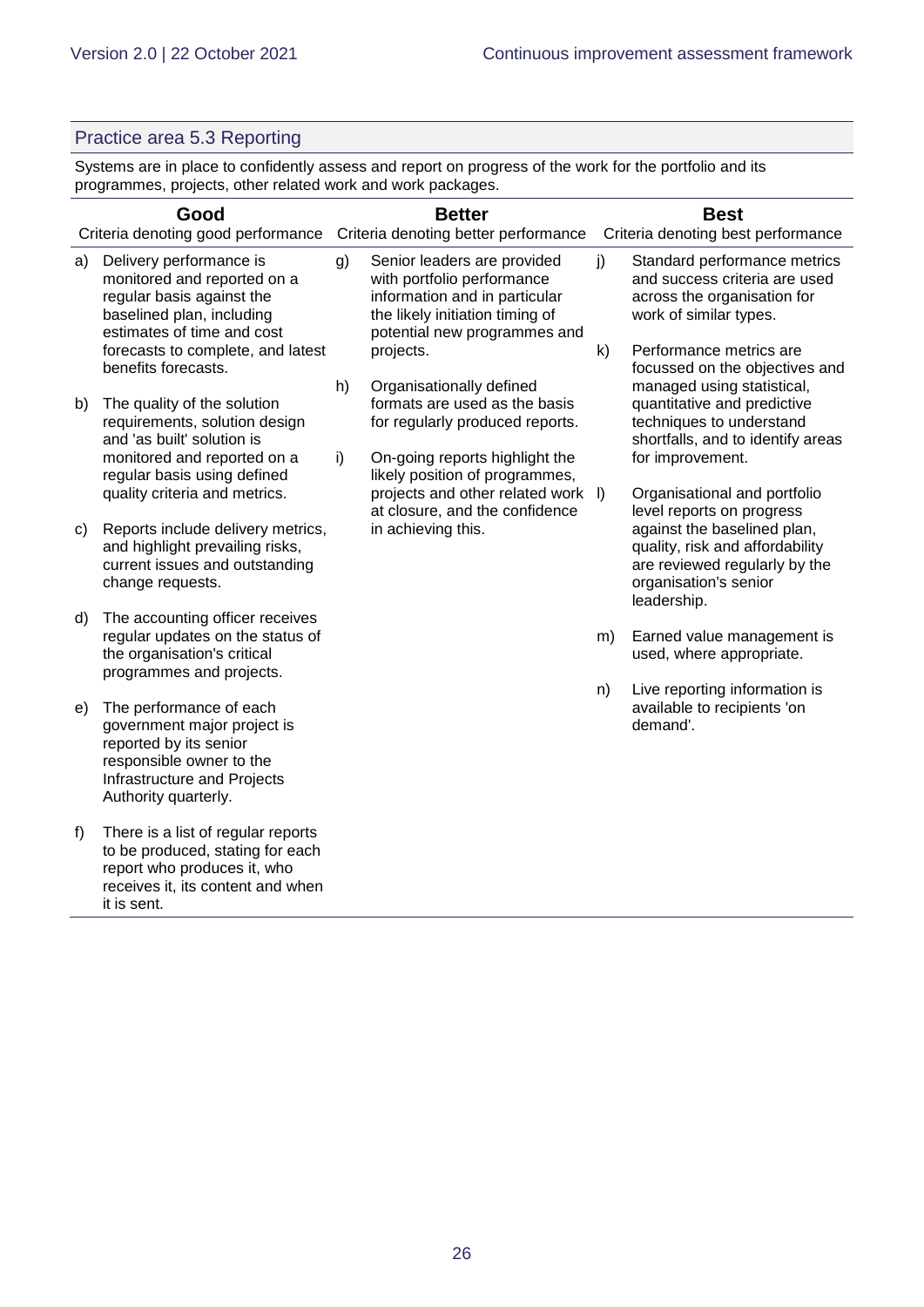## Practice area 5.3 Reporting

Systems are in place to confidently assess and report on progress of the work for the portfolio and its programmes, projects, other related work and work packages.

| Good | Better | Best |
|---|---|---|
| Criteria denoting good performance | Criteria denoting better performance | Criteria denoting best performance |
| a) Delivery performance is monitored and reported on a regular basis against the baselined plan, including estimates of time and cost forecasts to complete, and latest benefits forecasts.<br><br>b) The quality of the solution requirements, solution design and 'as built' solution is monitored and reported on a regular basis using defined quality criteria and metrics.<br><br>c) Reports include delivery metrics, and highlight prevailing risks, current issues and outstanding change requests.<br><br>d) The accounting officer receives regular updates on the status of the organisation's critical programmes and projects.<br><br>e) The performance of each government major project is reported by its senior responsible owner to the Infrastructure and Projects Authority quarterly.<br><br>f) There is a list of regular reports to be produced, stating for each report who produces it, who receives it, its content and when it is sent. | g) Senior leaders are provided with portfolio performance information and in particular the likely initiation timing of potential new programmes and projects.<br><br>h) Organisationally defined formats are used as the basis for regularly produced reports.<br><br>i) On-going reports highlight the likely position of programmes, projects and other related work at closure, and the confidence in achieving this. | j) Standard performance metrics and success criteria are used across the organisation for work of similar types.<br><br>k) Performance metrics are focussed on the objectives and managed using statistical, quantitative and predictive techniques to understand shortfalls, and to identify areas for improvement.<br><br>l) Organisational and portfolio level reports on progress against the baselined plan, quality, risk and affordability are reviewed regularly by the organisation's senior leadership.<br><br>m) Earned value management is used, where appropriate.<br><br>n) Live reporting information is available to recipients 'on demand'. |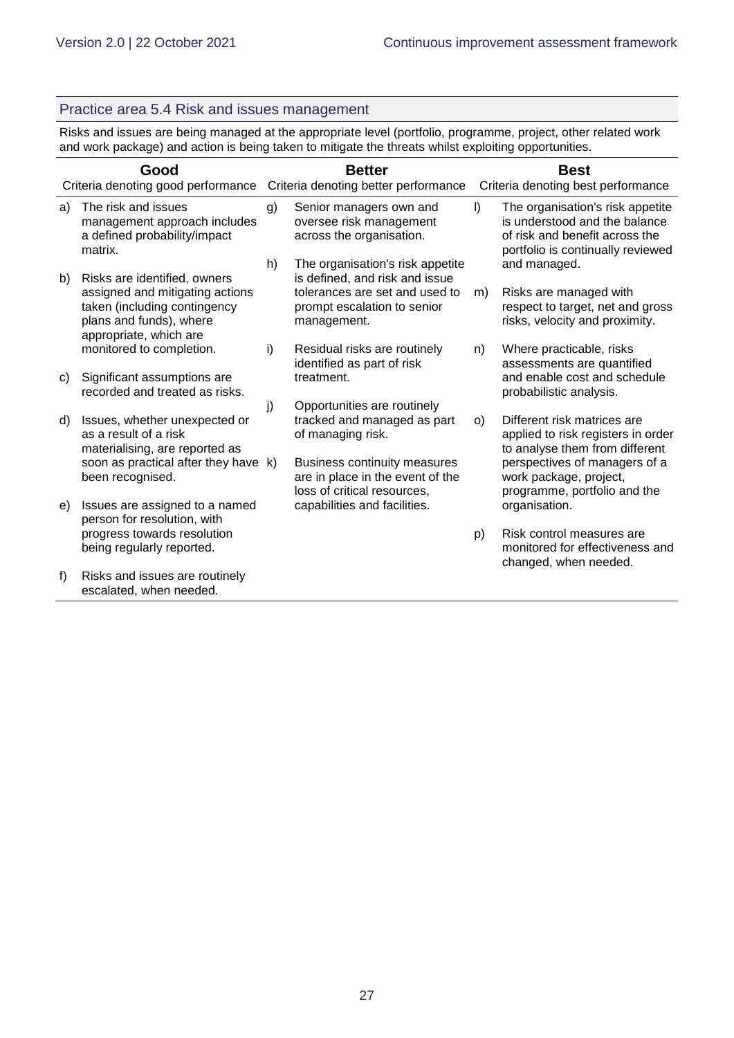## Practice area 5.4 Risk and issues management

Risks and issues are being managed at the appropriate level (portfolio, programme, project, other related work and work package) and action is being taken to mitigate the threats whilst exploiting opportunities.

| Good | Better | Best |
|---|---|---|
| Criteria denoting good performance | Criteria denoting better performance | Criteria denoting best performance |
| a) The risk and issues management approach includes a defined probability/impact matrix. | g) Senior managers own and oversee risk management across the organisation. | l) The organisation's risk appetite is understood and the balance of risk and benefit across the portfolio is continually reviewed and managed. |
| b) Risks are identified, owners assigned and mitigating actions taken (including contingency plans and funds), where appropriate, which are monitored to completion. | h) The organisation's risk appetite is defined, and risk and issue tolerances are set and used to prompt escalation to senior management. | m) Risks are managed with respect to target, net and gross risks, velocity and proximity. |
| c) Significant assumptions are recorded and treated as risks. | i) Residual risks are routinely identified as part of risk treatment. | n) Where practicable, risks assessments are quantified and enable cost and schedule probabilistic analysis. |
| d) Issues, whether unexpected or as a result of a risk materialising, are reported as soon as practical after they have been recognised. | j) Opportunities are routinely tracked and managed as part of managing risk. | o) Different risk matrices are applied to risk registers in order to analyse them from different perspectives of managers of a work package, project, programme, portfolio and the organisation. |
| e) Issues are assigned to a named person for resolution, with progress towards resolution being regularly reported. | k) Business continuity measures are in place in the event of the loss of critical resources, capabilities and facilities. | p) Risk control measures are monitored for effectiveness and changed, when needed. |
| f) Risks and issues are routinely escalated, when needed. | | |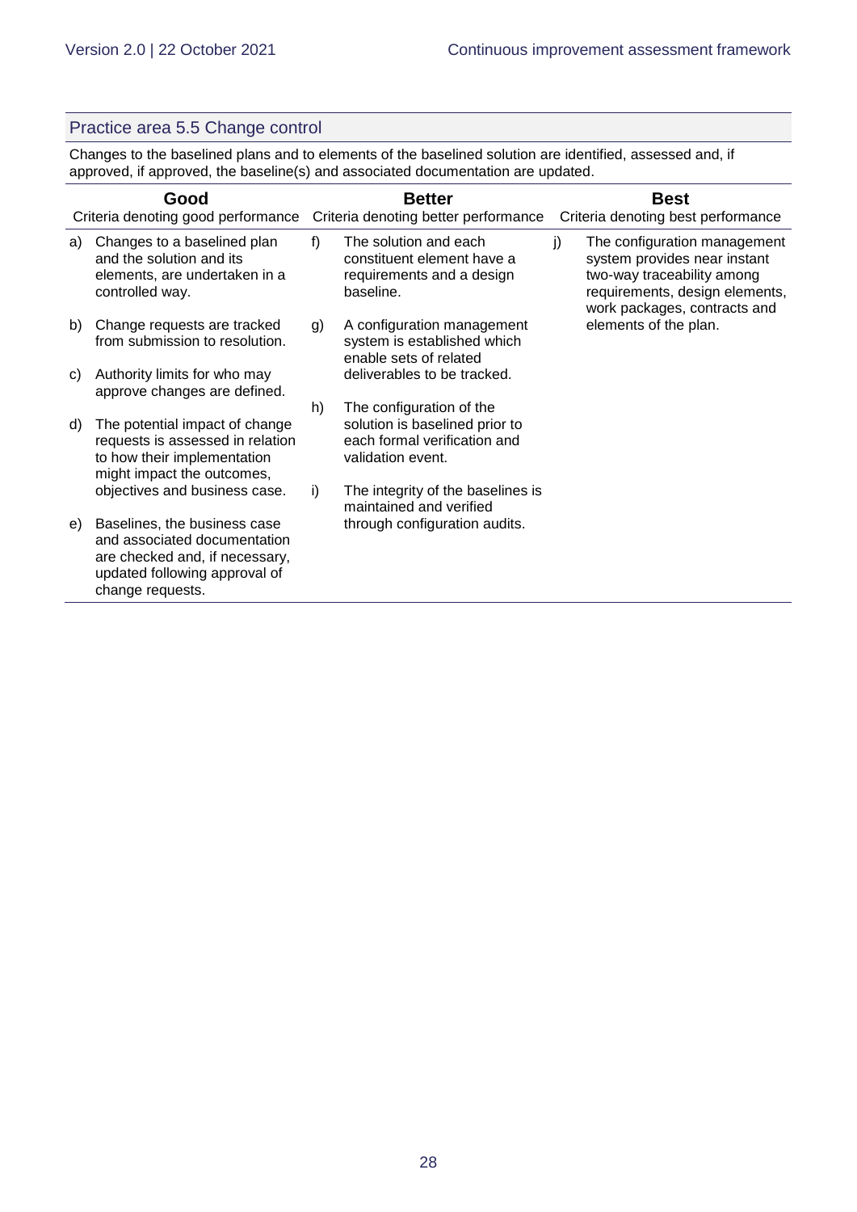## Practice area 5.5 Change control

Changes to the baselined plans and to elements of the baselined solution are identified, assessed and, if approved, if approved, the baseline(s) and associated documentation are updated.

| Good<br>Criteria denoting good performance | Better<br>Criteria denoting better performance | Best<br>Criteria denoting best performance |
|---|---|---|
| a) Changes to a baselined plan and the solution and its elements, are undertaken in a controlled way.<br><br>b) Change requests are tracked from submission to resolution.<br><br>c) Authority limits for who may approve changes are defined.<br><br>d) The potential impact of change requests is assessed in relation to how their implementation might impact the outcomes, objectives and business case.<br><br>e) Baselines, the business case and associated documentation are checked and, if necessary, updated following approval of change requests. | f) The solution and each constituent element have a requirements and a design baseline.<br><br>g) A configuration management system is established which enable sets of related deliverables to be tracked.<br><br>h) The configuration of the solution is baselined prior to each formal verification and validation event.<br><br>i) The integrity of the baselines is maintained and verified through configuration audits. | j) The configuration management system provides near instant two-way traceability among requirements, design elements, work packages, contracts and elements of the plan. |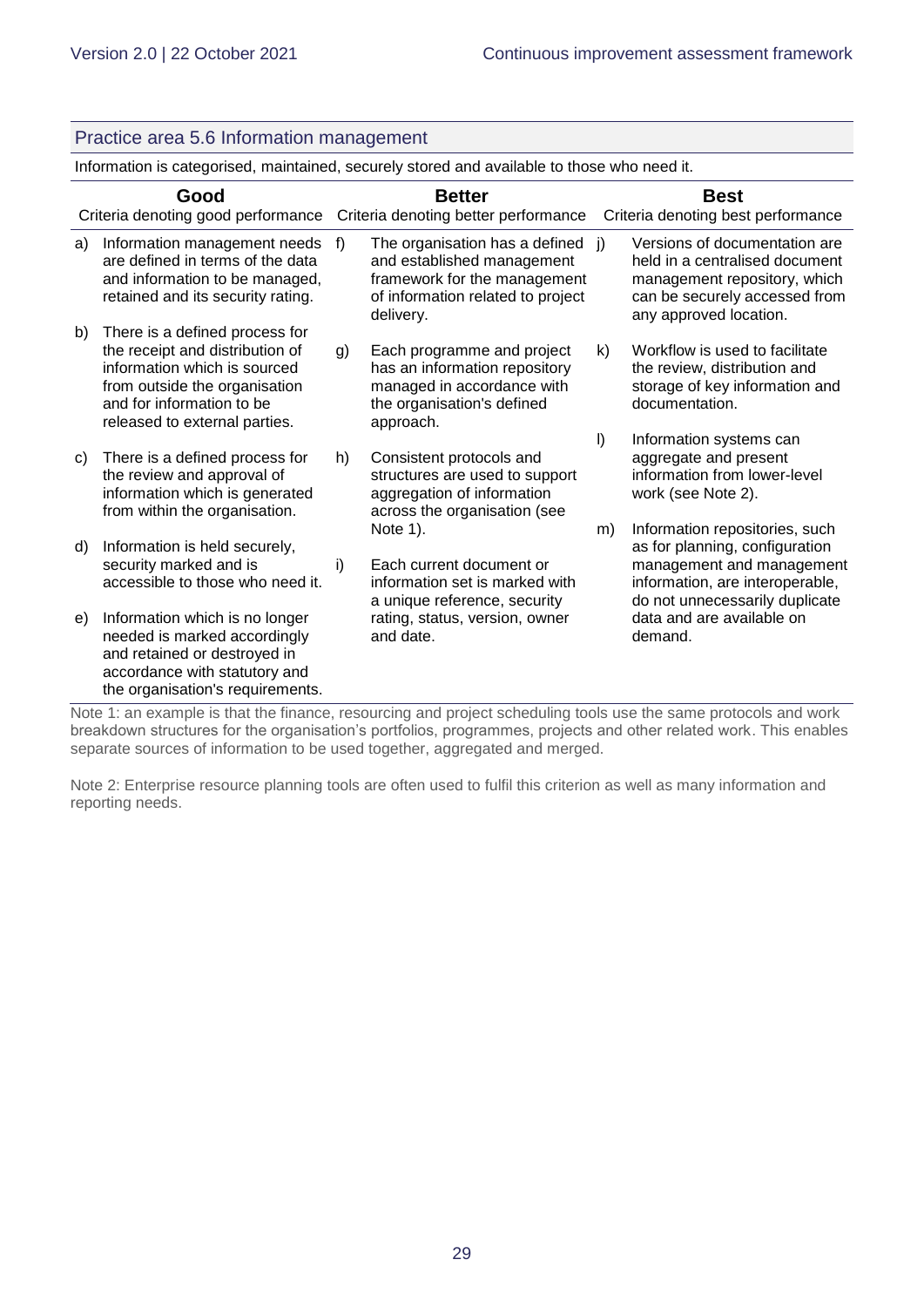## Practice area 5.6 Information management

Information is categorised, maintained, securely stored and available to those who need it.

| Good | Better | Best |
|---|---|---|
| Criteria denoting good performance | Criteria denoting better performance | Criteria denoting best performance |
| a) Information management needs are defined in terms of the data and information to be managed, retained and its security rating. | f) The organisation has a defined and established management framework for the management of information related to project delivery. | j) Versions of documentation are held in a centralised document management repository, which can be securely accessed from any approved location. |
| b) There is a defined process for the receipt and distribution of information which is sourced from outside the organisation and for information to be released to external parties. | g) Each programme and project has an information repository managed in accordance with the organisation's defined approach. | k) Workflow is used to facilitate the review, distribution and storage of key information and documentation. |
| c) There is a defined process for the review and approval of information which is generated from within the organisation. | h) Consistent protocols and structures are used to support aggregation of information across the organisation (see Note 1). | l) Information systems can aggregate and present information from lower-level work (see Note 2). |
| d) Information is held securely, security marked and is accessible to those who need it. | i) Each current document or information set is marked with a unique reference, security rating, status, version, owner and date. | m) Information repositories, such as for planning, configuration management and management information, are interoperable, do not unnecessarily duplicate data and are available on demand. |
| e) Information which is no longer needed is marked accordingly and retained or destroyed in accordance with statutory and the organisation's requirements. | | |

Note 1: an example is that the finance, resourcing and project scheduling tools use the same protocols and work breakdown structures for the organisation's portfolios, programmes, projects and other related work. This enables separate sources of information to be used together, aggregated and merged.

Note 2: Enterprise resource planning tools are often used to fulfil this criterion as well as many information and reporting needs.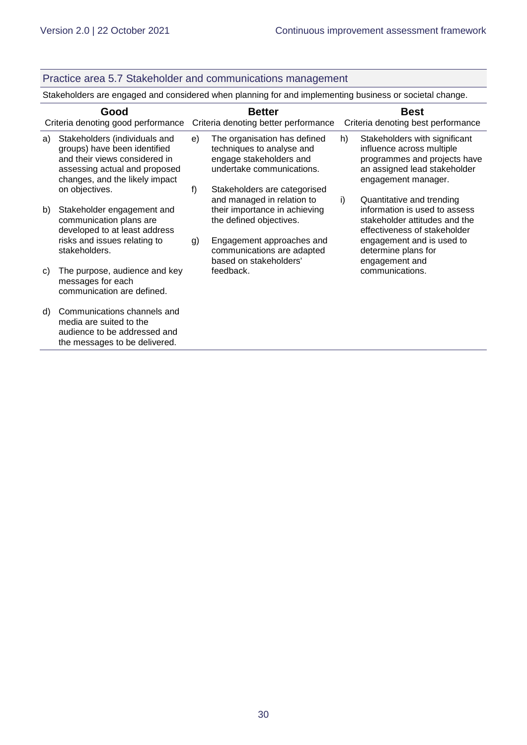## Practice area 5.7 Stakeholder and communications management

Stakeholders are engaged and considered when planning for and implementing business or societal change.

| Good<br>Criteria denoting good performance | Better<br>Criteria denoting better performance | Best<br>Criteria denoting best performance |
|---|---|---|
| a) Stakeholders (individuals and groups) have been identified and their views considered in assessing actual and proposed changes, and the likely impact on objectives.<br><br>b) Stakeholder engagement and communication plans are developed to at least address risks and issues relating to stakeholders.<br><br>c) The purpose, audience and key messages for each communication are defined.<br><br>d) Communications channels and media are suited to the audience to be addressed and the messages to be delivered. | e) The organisation has defined techniques to analyse and engage stakeholders and undertake communications.<br><br>f) Stakeholders are categorised and managed in relation to their importance in achieving the defined objectives.<br><br>g) Engagement approaches and communications are adapted based on stakeholders' feedback. | h) Stakeholders with significant influence across multiple programmes and projects have an assigned lead stakeholder engagement manager.<br><br>i) Quantitative and trending information is used to assess stakeholder attitudes and the effectiveness of stakeholder engagement and is used to determine plans for engagement and communications. |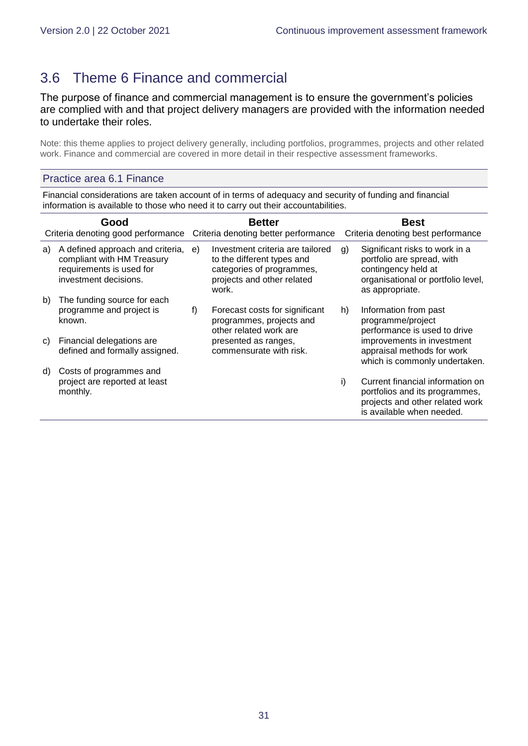## 3.6 Theme 6 Finance and commercial

The purpose of finance and commercial management is to ensure the government's policies are complied with and that project delivery managers are provided with the information needed to undertake their roles.

Note: this theme applies to project delivery generally, including portfolios, programmes, projects and other related work. Finance and commercial are covered in more detail in their respective assessment frameworks.

### Practice area 6.1 Finance

Financial considerations are taken account of in terms of adequacy and security of funding and financial information is available to those who need it to carry out their accountabilities.

| **Good**<br>Criteria denoting good performance | **Better**<br>Criteria denoting better performance | **Best**<br>Criteria denoting best performance |
|---|---|---|
| a) A defined approach and criteria, compliant with HM Treasury requirements is used for investment decisions.<br><br>b) The funding source for each programme and project is known.<br><br>c) Financial delegations are defined and formally assigned.<br><br>d) Costs of programmes and project are reported at least monthly. | e) Investment criteria are tailored to the different types and categories of programmes, projects and other related work.<br><br>f) Forecast costs for significant programmes, projects and other related work are presented as ranges, commensurate with risk. | g) Significant risks to work in a portfolio are spread, with contingency held at organisational or portfolio level, as appropriate.<br><br>h) Information from past programme/project performance is used to drive improvements in investment appraisal methods for work which is commonly undertaken.<br><br>i) Current financial information on portfolios and its programmes, projects and other related work is available when needed. |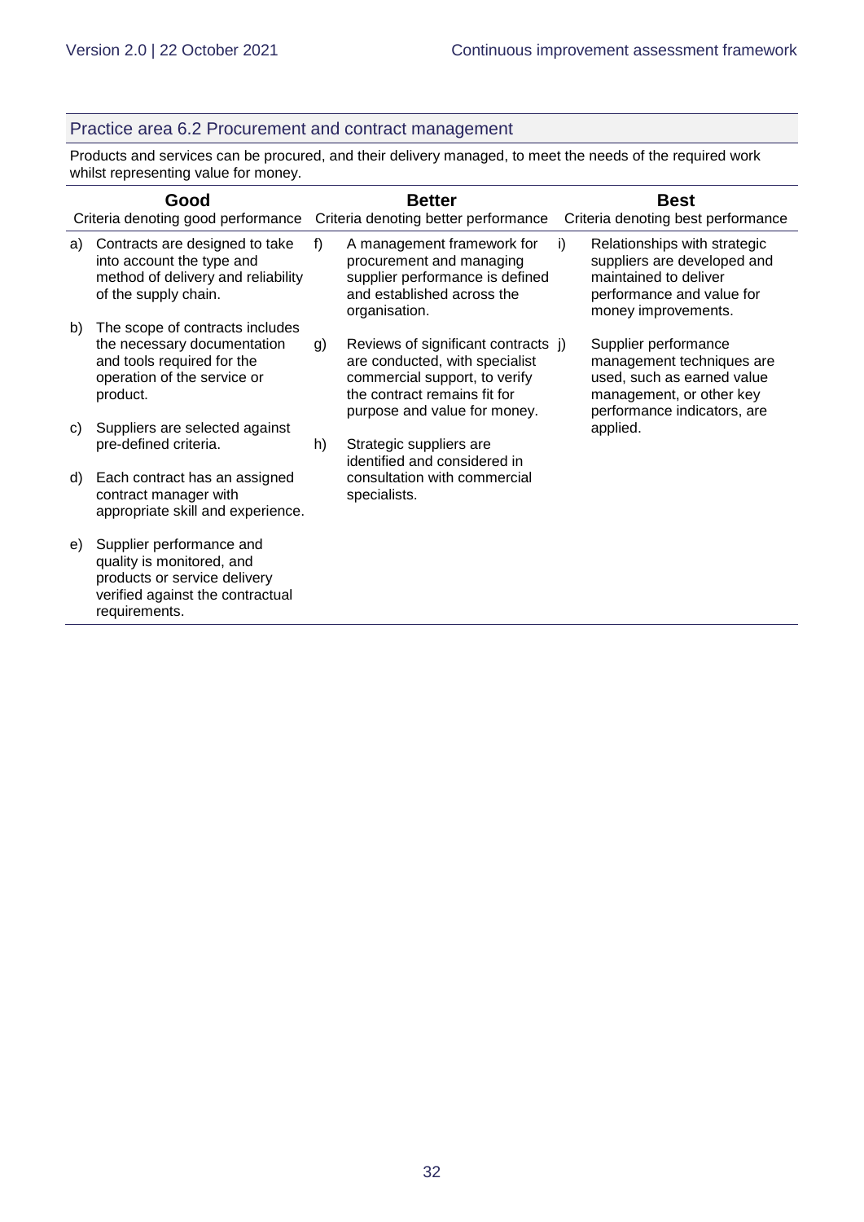## Practice area 6.2 Procurement and contract management

Products and services can be procured, and their delivery managed, to meet the needs of the required work whilst representing value for money.

| Good<br>Criteria denoting good performance | Better<br>Criteria denoting better performance | Best<br>Criteria denoting best performance |
|---|---|---|
| a) Contracts are designed to take into account the type and method of delivery and reliability of the supply chain. | f) A management framework for procurement and managing supplier performance is defined and established across the organisation. | i) Relationships with strategic suppliers are developed and maintained to deliver performance and value for money improvements. |
| b) The scope of contracts includes the necessary documentation and tools required for the operation of the service or product. | g) Reviews of significant contracts are conducted, with specialist commercial support, to verify the contract remains fit for purpose and value for money. | j) Supplier performance management techniques are used, such as earned value management, or other key performance indicators, are applied. |
| c) Suppliers are selected against pre-defined criteria. | h) Strategic suppliers are identified and considered in consultation with commercial specialists. | |
| d) Each contract has an assigned contract manager with appropriate skill and experience. | | |
| e) Supplier performance and quality is monitored, and products or service delivery verified against the contractual requirements. | | |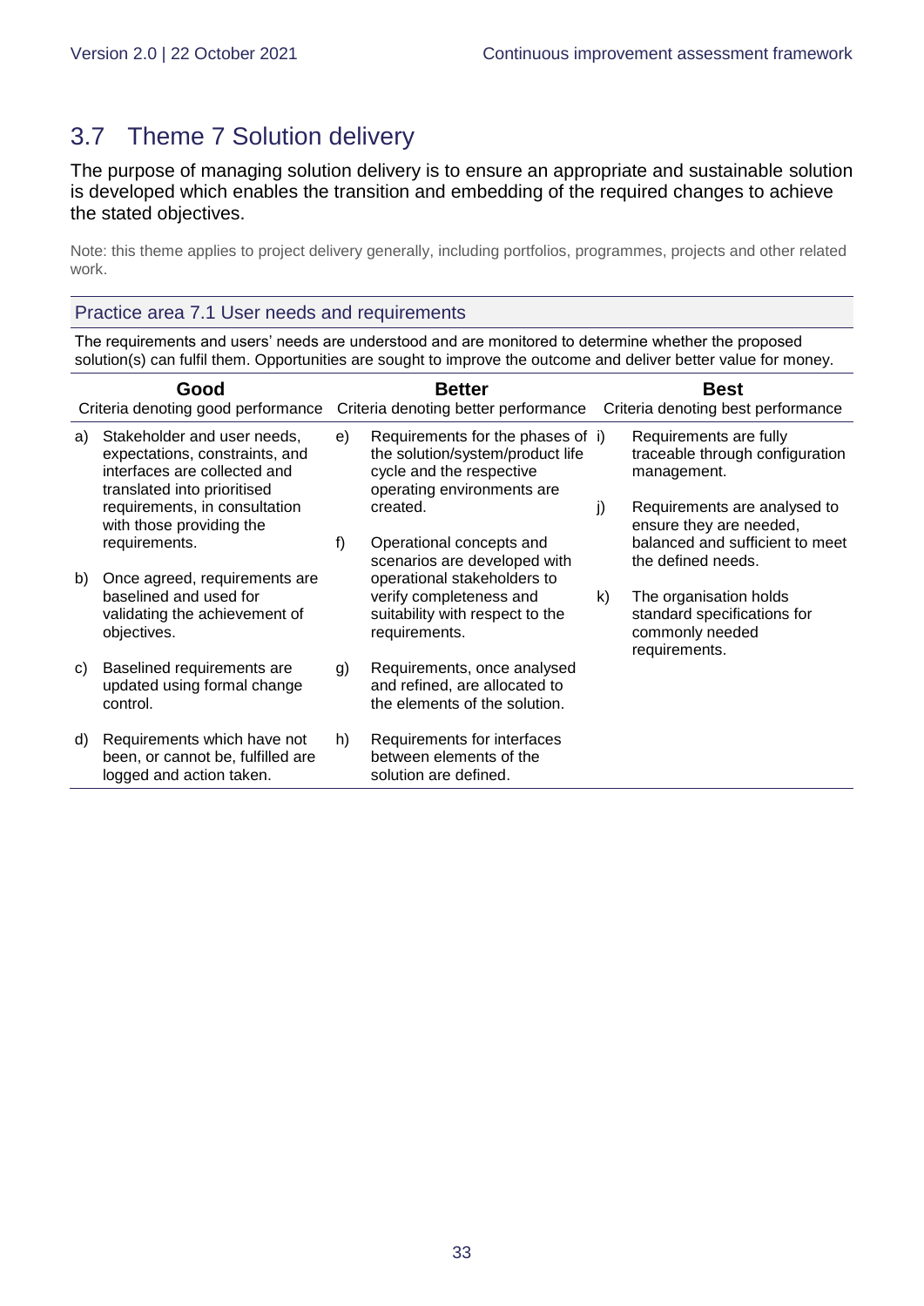## 3.7 Theme 7 Solution delivery

The purpose of managing solution delivery is to ensure an appropriate and sustainable solution is developed which enables the transition and embedding of the required changes to achieve the stated objectives.

Note: this theme applies to project delivery generally, including portfolios, programmes, projects and other related work.

### Practice area 7.1 User needs and requirements

The requirements and users' needs are understood and are monitored to determine whether the proposed solution(s) can fulfil them. Opportunities are sought to improve the outcome and deliver better value for money.

| **Good**<br>Criteria denoting good performance | **Better**<br>Criteria denoting better performance | **Best**<br>Criteria denoting best performance |
|---|---|---|
| a) Stakeholder and user needs, expectations, constraints, and interfaces are collected and translated into prioritised requirements, in consultation with those providing the requirements.<br><br>b) Once agreed, requirements are baselined and used for validating the achievement of objectives.<br><br>c) Baselined requirements are updated using formal change control.<br><br>d) Requirements which have not been, or cannot be, fulfilled are logged and action taken. | e) Requirements for the phases of the solution/system/product life cycle and the respective operating environments are created.<br><br>f) Operational concepts and scenarios are developed with operational stakeholders to verify completeness and suitability with respect to the requirements.<br><br>g) Requirements, once analysed and refined, are allocated to the elements of the solution.<br><br>h) Requirements for interfaces between elements of the solution are defined. | i) Requirements are fully traceable through configuration management.<br><br>j) Requirements are analysed to ensure they are needed, balanced and sufficient to meet the defined needs.<br><br>k) The organisation holds standard specifications for commonly needed requirements. |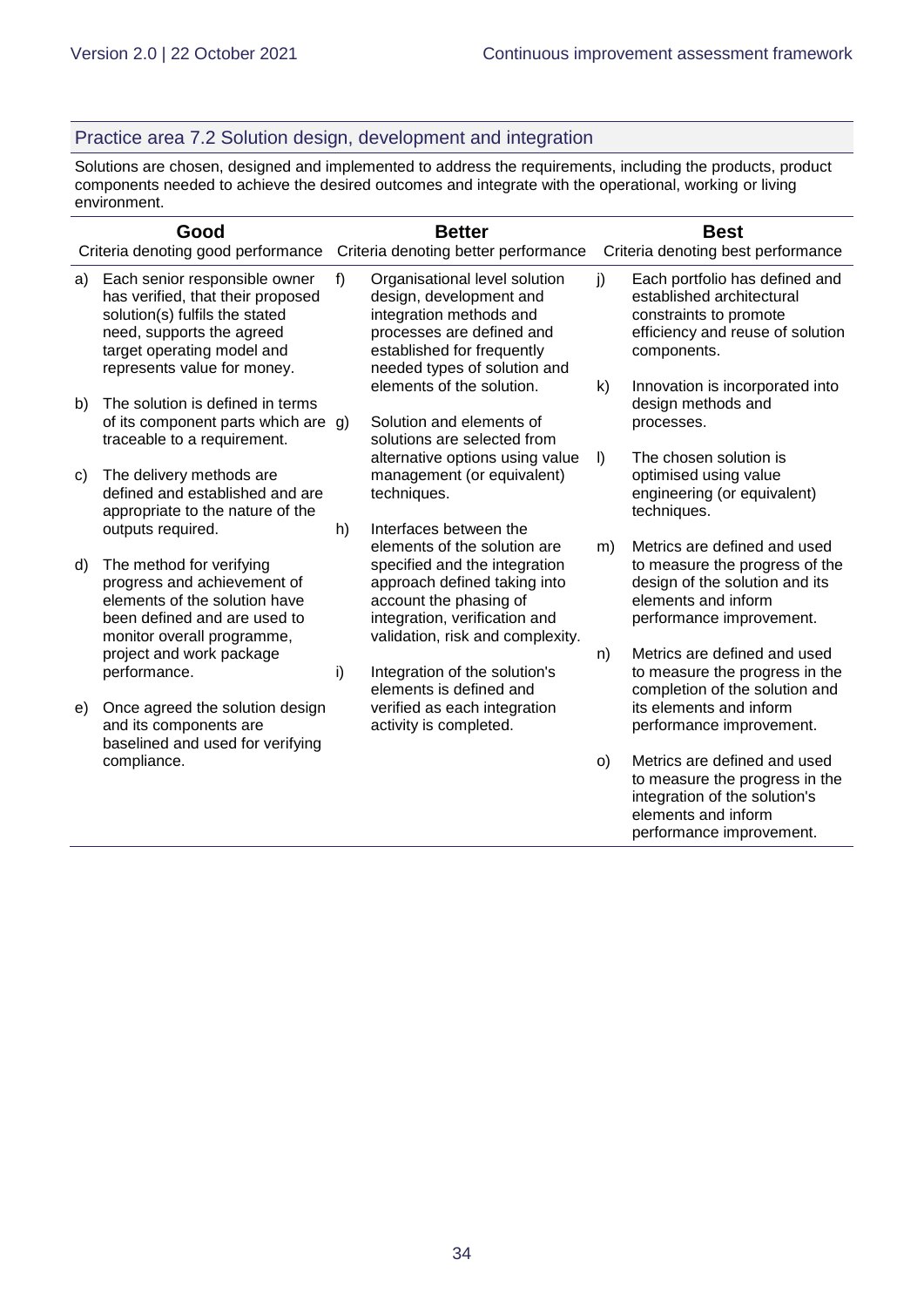## Practice area 7.2 Solution design, development and integration

Solutions are chosen, designed and implemented to address the requirements, including the products, product components needed to achieve the desired outcomes and integrate with the operational, working or living environment.

| **Good**<br>Criteria denoting good performance | **Better**<br>Criteria denoting better performance | **Best**<br>Criteria denoting best performance |
|---|---|---|
| a) Each senior responsible owner has verified, that their proposed solution(s) fulfils the stated need, supports the agreed target operating model and represents value for money.<br><br>b) The solution is defined in terms of its component parts which are traceable to a requirement.<br><br>c) The delivery methods are defined and established and are appropriate to the nature of the outputs required.<br><br>d) The method for verifying progress and achievement of elements of the solution have been defined and are used to monitor overall programme, project and work package performance.<br><br>e) Once agreed the solution design and its components are baselined and used for verifying compliance. | f) Organisational level solution design, development and integration methods and processes are defined and established for frequently needed types of solution and elements of the solution.<br><br>g) Solution and elements of solutions are selected from alternative options using value management (or equivalent) techniques.<br><br>h) Interfaces between the elements of the solution are specified and the integration approach defined taking into account the phasing of integration, verification and validation, risk and complexity.<br><br>i) Integration of the solution's elements is defined and verified as each integration activity is completed. | j) Each portfolio has defined and established architectural constraints to promote efficiency and reuse of solution components.<br><br>k) Innovation is incorporated into design methods and processes.<br><br>l) The chosen solution is optimised using value engineering (or equivalent) techniques.<br><br>m) Metrics are defined and used to measure the progress of the design of the solution and its elements and inform performance improvement.<br><br>n) Metrics are defined and used to measure the progress in the completion of the solution and its elements and inform performance improvement.<br><br>o) Metrics are defined and used to measure the progress in the integration of the solution's elements and inform performance improvement. |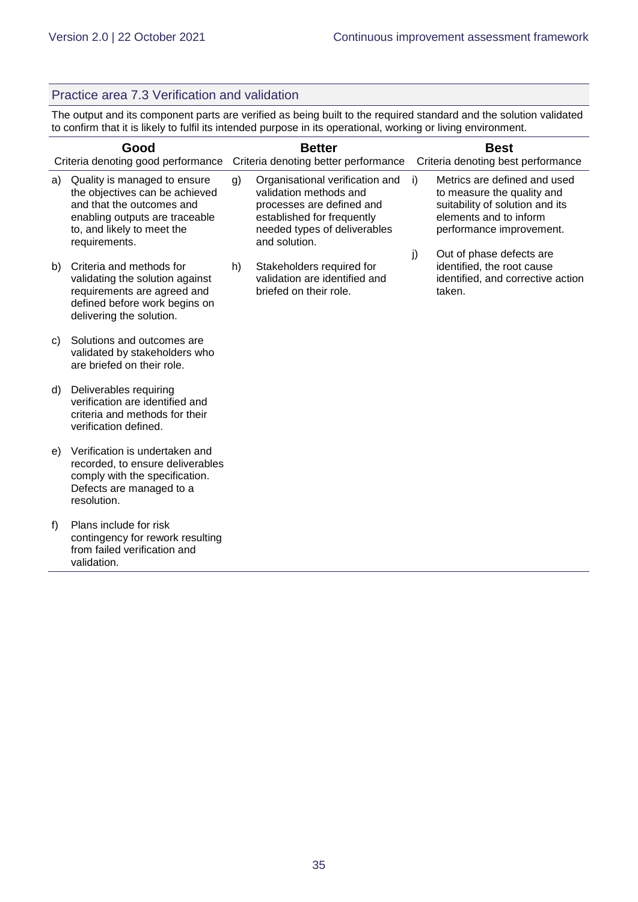## Practice area 7.3 Verification and validation

The output and its component parts are verified as being built to the required standard and the solution validated to confirm that it is likely to fulfil its intended purpose in its operational, working or living environment.

| Good | Better | Best |
|---|---|---|
| Criteria denoting good performance | Criteria denoting better performance | Criteria denoting best performance |
| a) Quality is managed to ensure the objectives can be achieved and that the outcomes and enabling outputs are traceable to, and likely to meet the requirements. | g) Organisational verification and validation methods and processes are defined and established for frequently needed types of deliverables and solution. | i) Metrics are defined and used to measure the quality and suitability of solution and its elements and to inform performance improvement. |
| b) Criteria and methods for validating the solution against requirements are agreed and defined before work begins on delivering the solution. | h) Stakeholders required for validation are identified and briefed on their role. | j) Out of phase defects are identified, the root cause identified, and corrective action taken. |
| c) Solutions and outcomes are validated by stakeholders who are briefed on their role. | | |
| d) Deliverables requiring verification are identified and criteria and methods for their verification defined. | | |
| e) Verification is undertaken and recorded, to ensure deliverables comply with the specification. Defects are managed to a resolution. | | |
| f) Plans include for risk contingency for rework resulting from failed verification and validation. | | |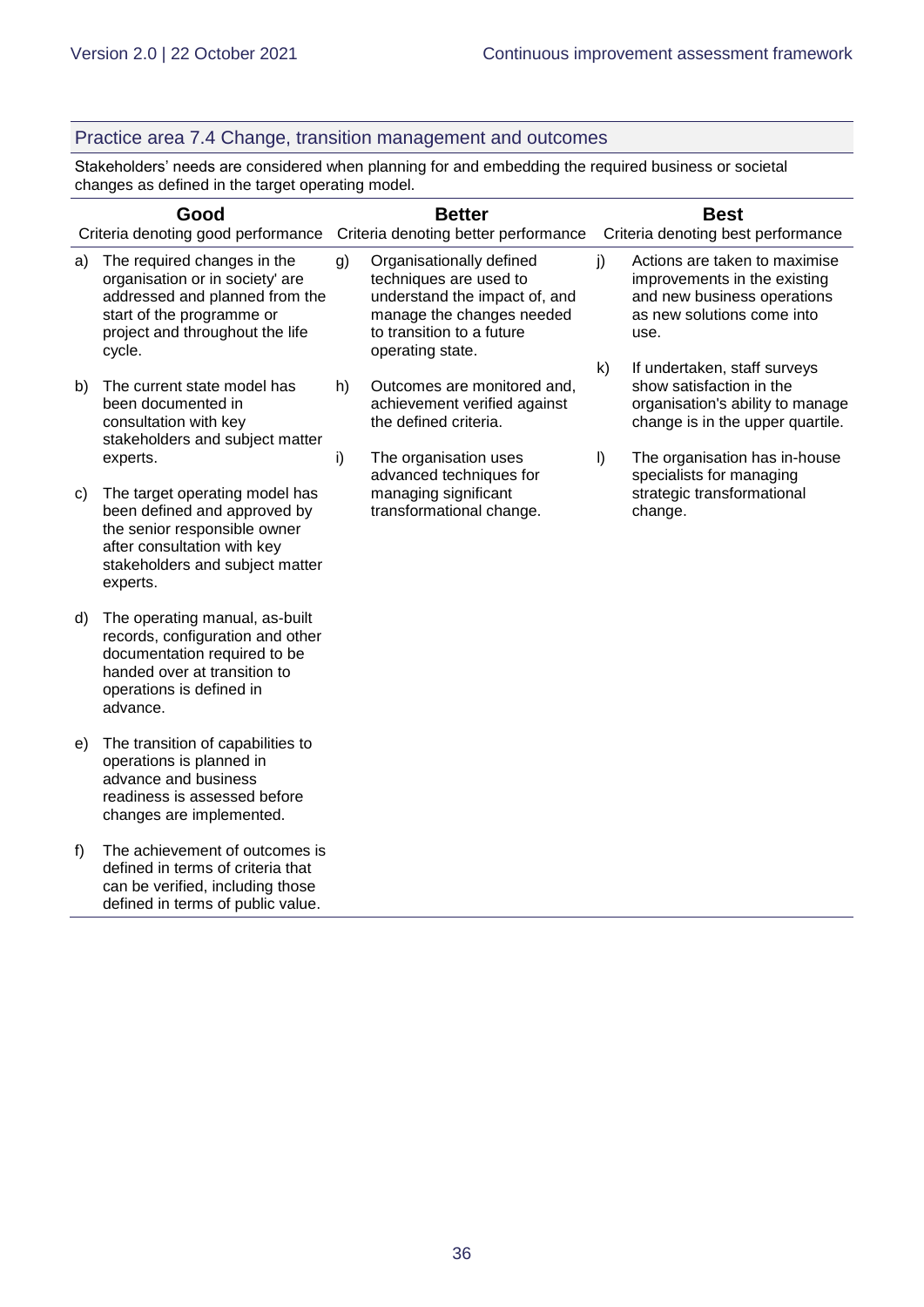## Practice area 7.4 Change, transition management and outcomes

Stakeholders' needs are considered when planning for and embedding the required business or societal changes as defined in the target operating model.

| Good<br>Criteria denoting good performance | Better<br>Criteria denoting better performance | Best<br>Criteria denoting best performance |
|---|---|---|
| a) The required changes in the organisation or in society' are addressed and planned from the start of the programme or project and throughout the life cycle. | g) Organisationally defined techniques are used to understand the impact of, and manage the changes needed to transition to a future operating state. | j) Actions are taken to maximise improvements in the existing and new business operations as new solutions come into use. |
| b) The current state model has been documented in consultation with key stakeholders and subject matter experts. | h) Outcomes are monitored and, achievement verified against the defined criteria. | k) If undertaken, staff surveys show satisfaction in the organisation's ability to manage change is in the upper quartile. |
| c) The target operating model has been defined and approved by the senior responsible owner after consultation with key stakeholders and subject matter experts. | i) The organisation uses advanced techniques for managing significant transformational change. | l) The organisation has in-house specialists for managing strategic transformational change. |
| d) The operating manual, as-built records, configuration and other documentation required to be handed over at transition to operations is defined in advance. | | |
| e) The transition of capabilities to operations is planned in advance and business readiness is assessed before changes are implemented. | | |
| f) The achievement of outcomes is defined in terms of criteria that can be verified, including those defined in terms of public value. | | |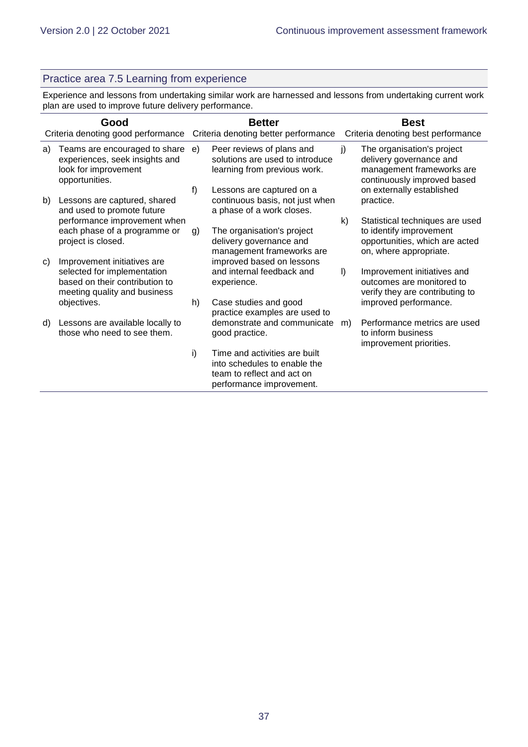## Practice area 7.5 Learning from experience

Experience and lessons from undertaking similar work are harnessed and lessons from undertaking current work plan are used to improve future delivery performance.

| Good<br>Criteria denoting good performance | Better<br>Criteria denoting better performance | Best<br>Criteria denoting best performance |
|---|---|---|
| a) Teams are encouraged to share experiences, seek insights and look for improvement opportunities.<br><br>b) Lessons are captured, shared and used to promote future performance improvement when each phase of a programme or project is closed.<br><br>c) Improvement initiatives are selected for implementation based on their contribution to meeting quality and business objectives.<br><br>d) Lessons are available locally to those who need to see them. | e) Peer reviews of plans and solutions are used to introduce learning from previous work.<br><br>f) Lessons are captured on a continuous basis, not just when a phase of a work closes.<br><br>g) The organisation's project delivery governance and management frameworks are improved based on lessons and internal feedback and experience.<br><br>h) Case studies and good practice examples are used to demonstrate and communicate good practice.<br><br>i) Time and activities are built into schedules to enable the team to reflect and act on performance improvement. | j) The organisation's project delivery governance and management frameworks are continuously improved based on externally established practice.<br><br>k) Statistical techniques are used to identify improvement opportunities, which are acted on, where appropriate.<br><br>l) Improvement initiatives and outcomes are monitored to verify they are contributing to improved performance.<br><br>m) Performance metrics are used to inform business improvement priorities. |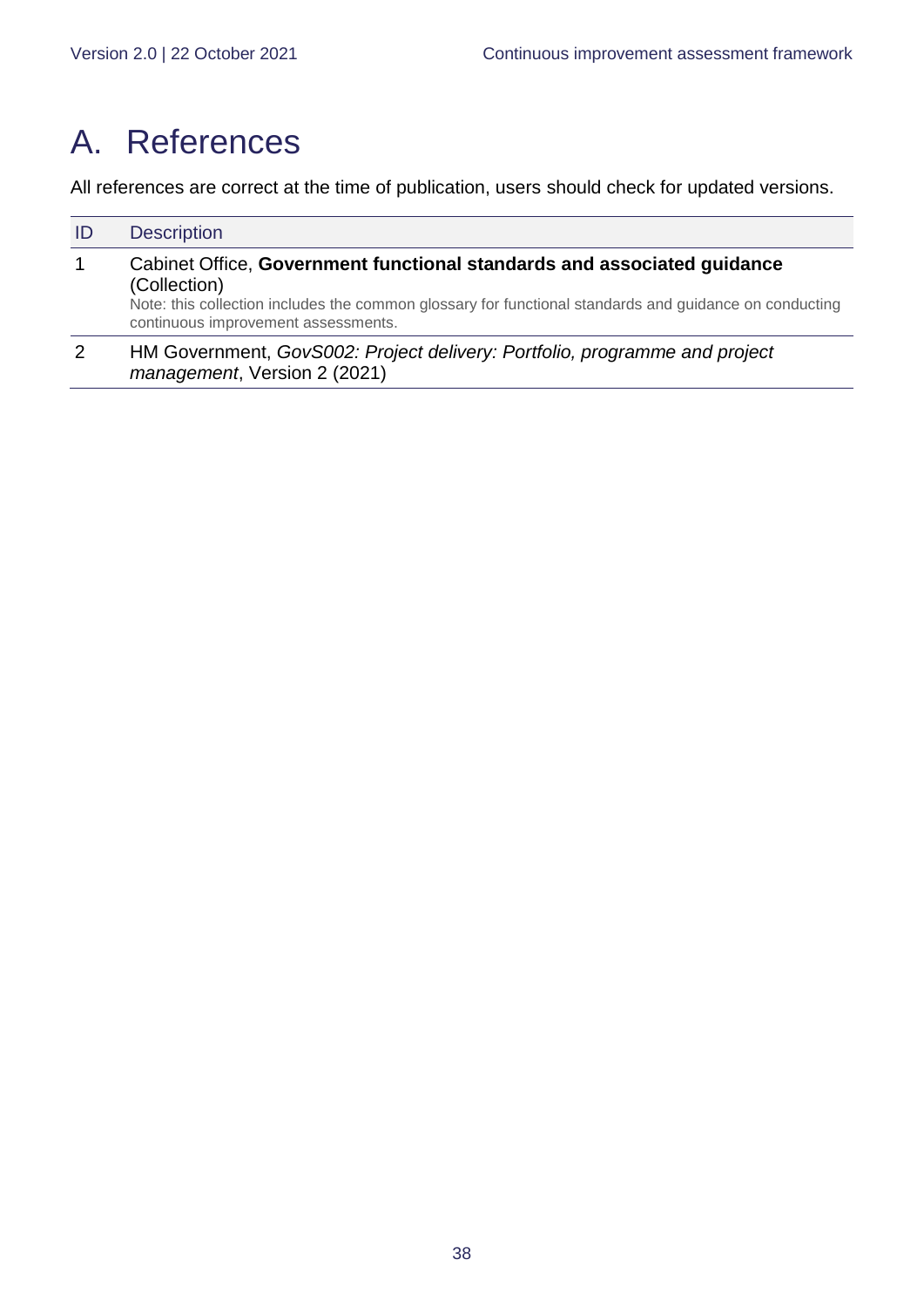# A. References

All references are correct at the time of publication, users should check for updated versions.

| ID | Description |
|---|---|
| 1 | Cabinet Office, **Government functional standards and associated guidance** (Collection)<br>Note: this collection includes the common glossary for functional standards and guidance on conducting continuous improvement assessments. |
| 2 | HM Government, *GovS002: Project delivery: Portfolio, programme and project management*, Version 2 (2021) |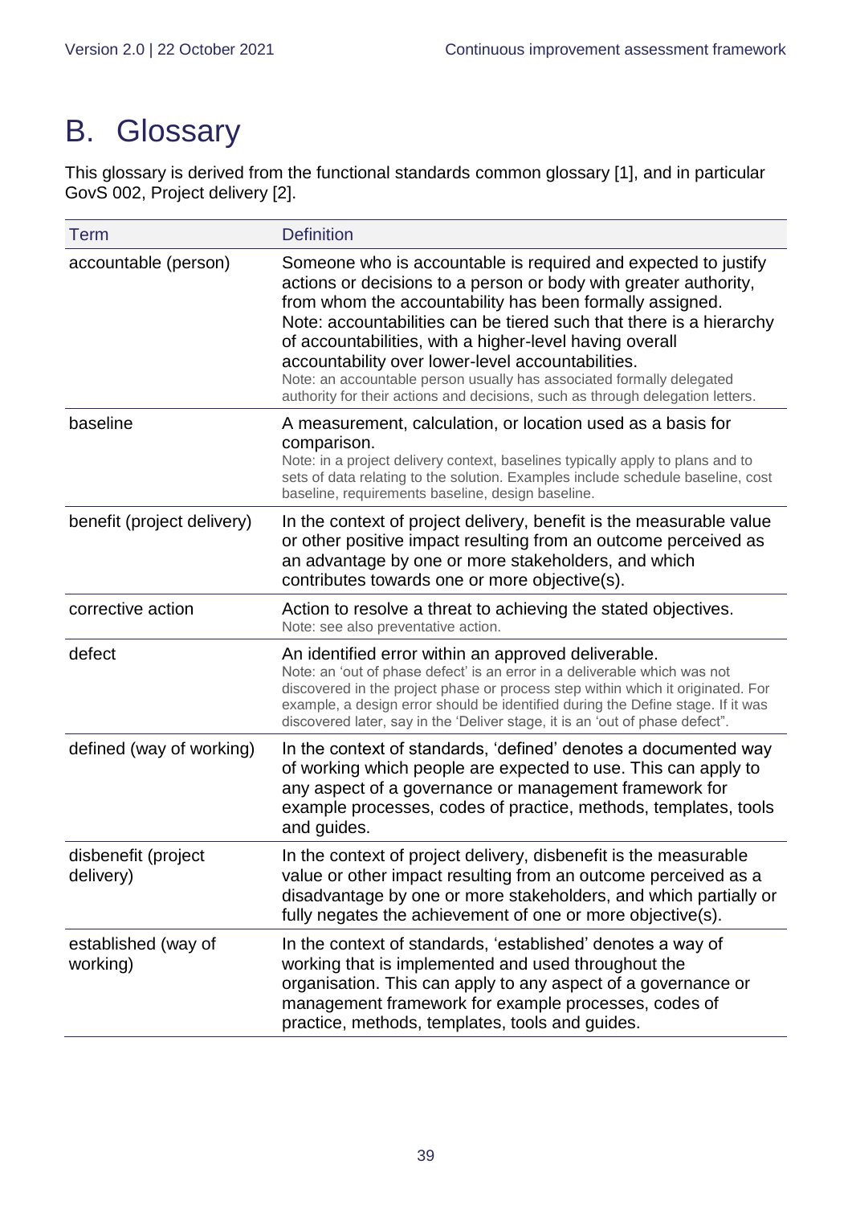# B. Glossary

This glossary is derived from the functional standards common glossary [1], and in particular GovS 002, Project delivery [2].

| Term | Definition |
|---|---|
| accountable (person) | Someone who is accountable is required and expected to justify actions or decisions to a person or body with greater authority, from whom the accountability has been formally assigned. Note: accountabilities can be tiered such that there is a hierarchy of accountabilities, with a higher-level having overall accountability over lower-level accountabilities. Note: an accountable person usually has associated formally delegated authority for their actions and decisions, such as through delegation letters. |
| baseline | A measurement, calculation, or location used as a basis for comparison. Note: in a project delivery context, baselines typically apply to plans and to sets of data relating to the solution. Examples include schedule baseline, cost baseline, requirements baseline, design baseline. |
| benefit (project delivery) | In the context of project delivery, benefit is the measurable value or other positive impact resulting from an outcome perceived as an advantage by one or more stakeholders, and which contributes towards one or more objective(s). |
| corrective action | Action to resolve a threat to achieving the stated objectives. Note: see also preventative action. |
| defect | An identified error within an approved deliverable. Note: an 'out of phase defect' is an error in a deliverable which was not discovered in the project phase or process step within which it originated. For example, a design error should be identified during the Define stage. If it was discovered later, say in the 'Deliver stage, it is an 'out of phase defect". |
| defined (way of working) | In the context of standards, 'defined' denotes a documented way of working which people are expected to use. This can apply to any aspect of a governance or management framework for example processes, codes of practice, methods, templates, tools and guides. |
| disbenefit (project delivery) | In the context of project delivery, disbenefit is the measurable value or other impact resulting from an outcome perceived as a disadvantage by one or more stakeholders, and which partially or fully negates the achievement of one or more objective(s). |
| established (way of working) | In the context of standards, 'established' denotes a way of working that is implemented and used throughout the organisation. This can apply to any aspect of a governance or management framework for example processes, codes of practice, methods, templates, tools and guides. |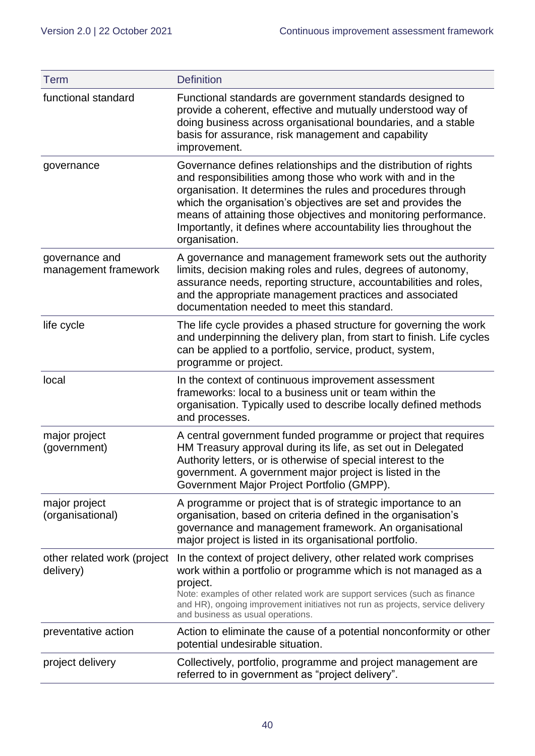| Term | Definition |
|---|---|
| functional standard | Functional standards are government standards designed to provide a coherent, effective and mutually understood way of doing business across organisational boundaries, and a stable basis for assurance, risk management and capability improvement. |
| governance | Governance defines relationships and the distribution of rights and responsibilities among those who work with and in the organisation. It determines the rules and procedures through which the organisation's objectives are set and provides the means of attaining those objectives and monitoring performance. Importantly, it defines where accountability lies throughout the organisation. |
| governance and management framework | A governance and management framework sets out the authority limits, decision making roles and rules, degrees of autonomy, assurance needs, reporting structure, accountabilities and roles, and the appropriate management practices and associated documentation needed to meet this standard. |
| life cycle | The life cycle provides a phased structure for governing the work and underpinning the delivery plan, from start to finish. Life cycles can be applied to a portfolio, service, product, system, programme or project. |
| local | In the context of continuous improvement assessment frameworks: local to a business unit or team within the organisation. Typically used to describe locally defined methods and processes. |
| major project (government) | A central government funded programme or project that requires HM Treasury approval during its life, as set out in Delegated Authority letters, or is otherwise of special interest to the government. A government major project is listed in the Government Major Project Portfolio (GMPP). |
| major project (organisational) | A programme or project that is of strategic importance to an organisation, based on criteria defined in the organisation's governance and management framework. An organisational major project is listed in its organisational portfolio. |
| other related work (project delivery) | In the context of project delivery, other related work comprises work within a portfolio or programme which is not managed as a project.<br>Note: examples of other related work are support services (such as finance and HR), ongoing improvement initiatives not run as projects, service delivery and business as usual operations. |
| preventative action | Action to eliminate the cause of a potential nonconformity or other potential undesirable situation. |
| project delivery | Collectively, portfolio, programme and project management are referred to in government as "project delivery". |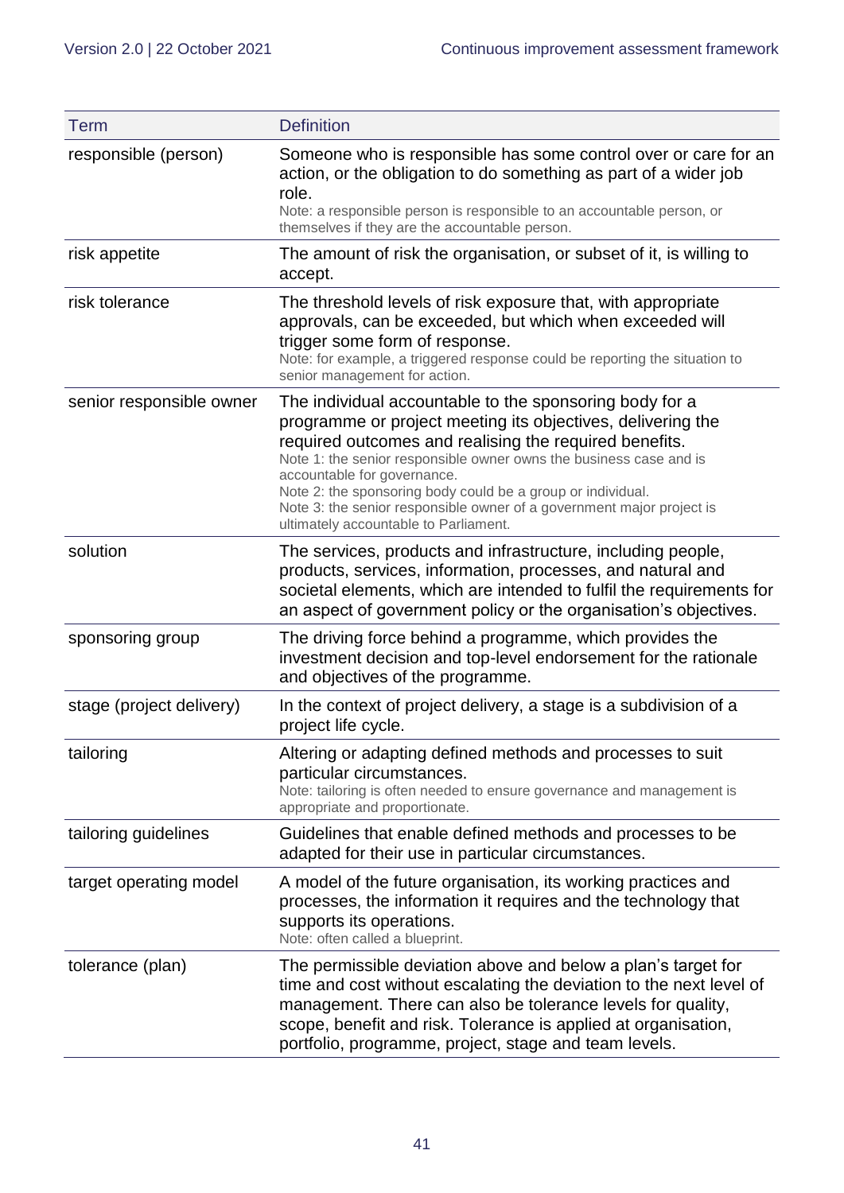| Term | Definition |
|---|---|
| responsible (person) | Someone who is responsible has some control over or care for an action, or the obligation to do something as part of a wider job role.<br>Note: a responsible person is responsible to an accountable person, or themselves if they are the accountable person. |
| risk appetite | The amount of risk the organisation, or subset of it, is willing to accept. |
| risk tolerance | The threshold levels of risk exposure that, with appropriate approvals, can be exceeded, but which when exceeded will trigger some form of response.<br>Note: for example, a triggered response could be reporting the situation to senior management for action. |
| senior responsible owner | The individual accountable to the sponsoring body for a programme or project meeting its objectives, delivering the required outcomes and realising the required benefits.<br>Note 1: the senior responsible owner owns the business case and is accountable for governance.<br>Note 2: the sponsoring body could be a group or individual.<br>Note 3: the senior responsible owner of a government major project is ultimately accountable to Parliament. |
| solution | The services, products and infrastructure, including people, products, services, information, processes, and natural and societal elements, which are intended to fulfil the requirements for an aspect of government policy or the organisation's objectives. |
| sponsoring group | The driving force behind a programme, which provides the investment decision and top-level endorsement for the rationale and objectives of the programme. |
| stage (project delivery) | In the context of project delivery, a stage is a subdivision of a project life cycle. |
| tailoring | Altering or adapting defined methods and processes to suit particular circumstances.<br>Note: tailoring is often needed to ensure governance and management is appropriate and proportionate. |
| tailoring guidelines | Guidelines that enable defined methods and processes to be adapted for their use in particular circumstances. |
| target operating model | A model of the future organisation, its working practices and processes, the information it requires and the technology that supports its operations.<br>Note: often called a blueprint. |
| tolerance (plan) | The permissible deviation above and below a plan's target for time and cost without escalating the deviation to the next level of management. There can also be tolerance levels for quality, scope, benefit and risk. Tolerance is applied at organisation, portfolio, programme, project, stage and team levels. |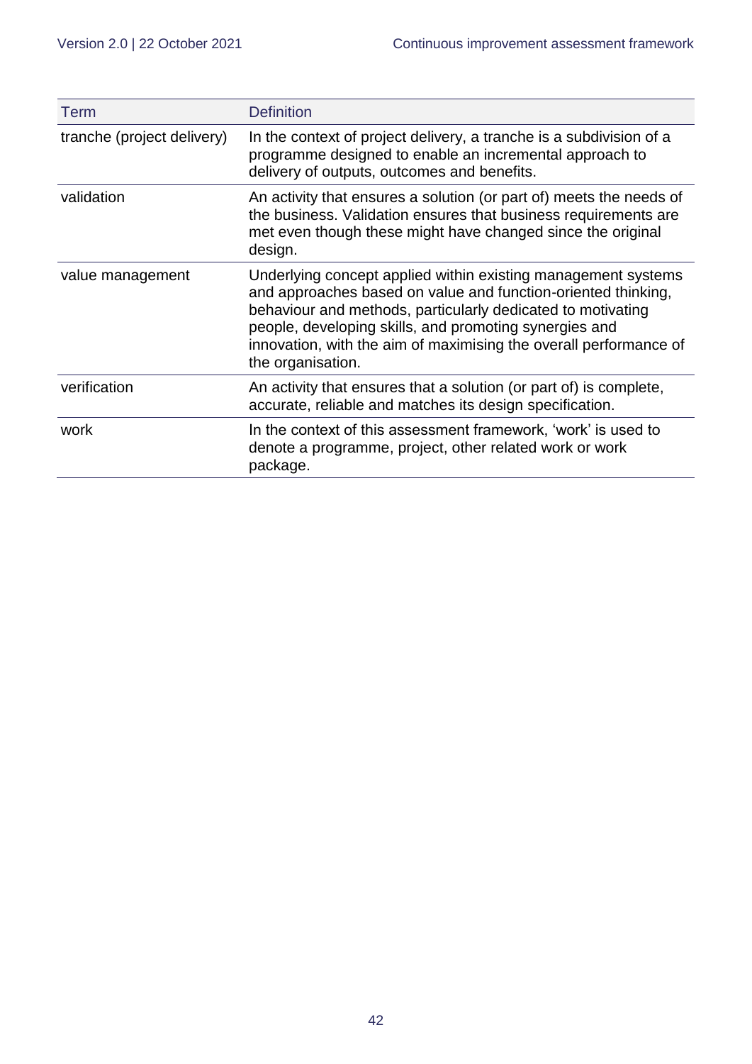| Term | Definition |
|---|---|
| tranche (project delivery) | In the context of project delivery, a tranche is a subdivision of a programme designed to enable an incremental approach to delivery of outputs, outcomes and benefits. |
| validation | An activity that ensures a solution (or part of) meets the needs of the business. Validation ensures that business requirements are met even though these might have changed since the original design. |
| value management | Underlying concept applied within existing management systems and approaches based on value and function-oriented thinking, behaviour and methods, particularly dedicated to motivating people, developing skills, and promoting synergies and innovation, with the aim of maximising the overall performance of the organisation. |
| verification | An activity that ensures that a solution (or part of) is complete, accurate, reliable and matches its design specification. |
| work | In the context of this assessment framework, 'work' is used to denote a programme, project, other related work or work package. |